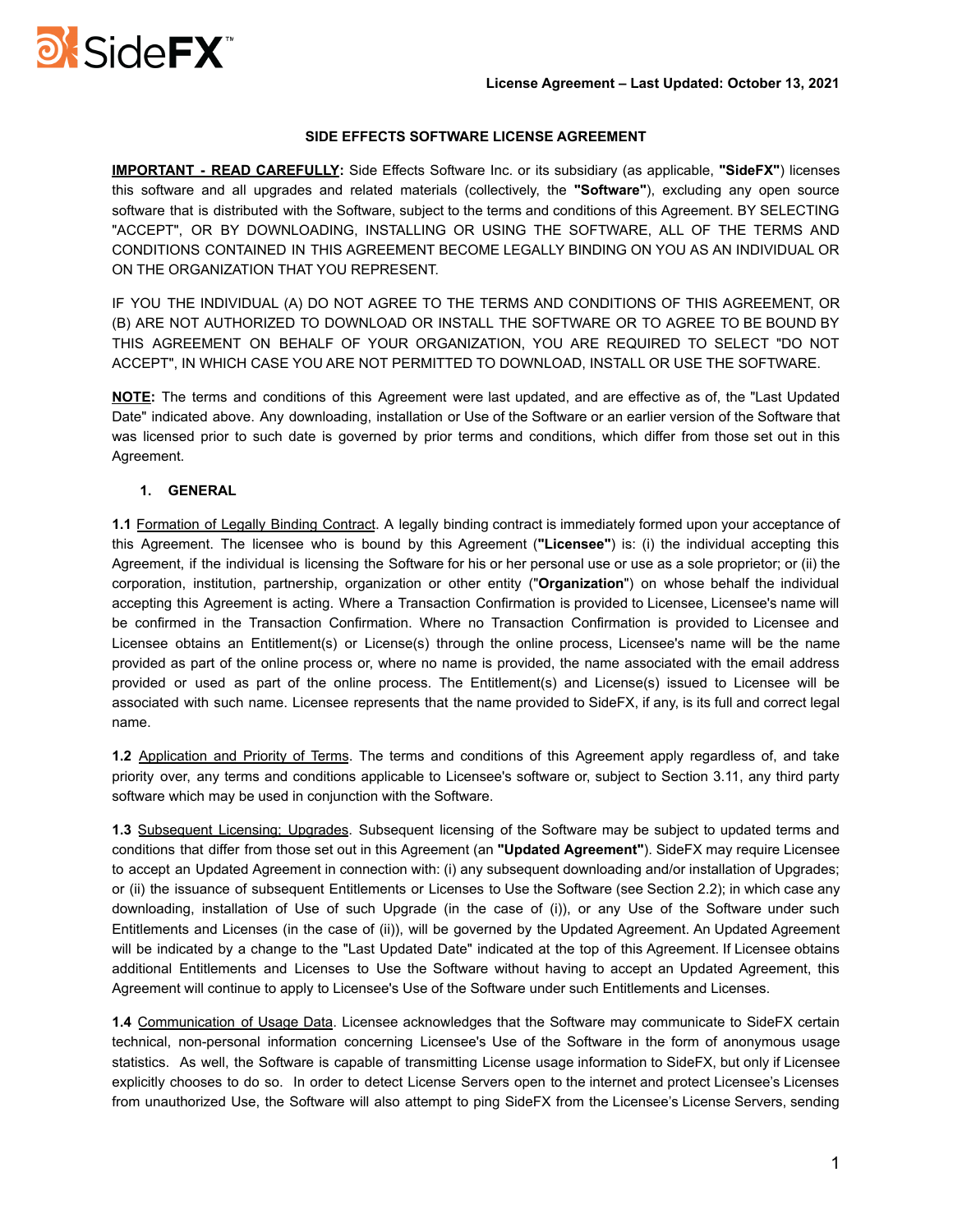License Agreement – Last Updated: October 13, 2021

# SIDE EFFECTS SOFTWARE LICENSE AGREEMENT

**IMPORTANT - READ CAREFULLY:** Side Effects Software Inc. or its subsidiary (as applicable, **"SideFX"**) licenses this software and all upgrades and related materials (collectively, the **"Software"**), excluding any open source software that is distributed with the Software, subject to the terms and conditions of this Agreement. BY SELECTING "ACCEPT", OR BY DOWNLOADING, INSTALLING OR USING THE SOFTWARE, ALL OF THE TERMS AND CONDITIONS CONTAINED IN THIS AGREEMENT BECOME LEGALLY BINDING ON YOU AS AN INDIVIDUAL OR ON THE ORGANIZATION THAT YOU REPRESENT.

IF YOU THE INDIVIDUAL (A) DO NOT AGREE TO THE TERMS AND CONDITIONS OF THIS AGREEMENT, OR (B) ARE NOT AUTHORIZED TO DOWNLOAD OR INSTALL THE SOFTWARE OR TO AGREE TO BE BOUND BY THIS AGREEMENT ON BEHALF OF YOUR ORGANIZATION, YOU ARE REQUIRED TO SELECT "DO NOT ACCEPT", IN WHICH CASE YOU ARE NOT PERMITTED TO DOWNLOAD, INSTALL OR USE THE SOFTWARE.

**NOTE:** The terms and conditions of this Agreement were last updated, and are effective as of, the "Last Updated Date" indicated above. Any downloading, installation or Use of the Software or an earlier version of the Software that was licensed prior to such date is governed by prior terms and conditions, which differ from those set out in this Agreement.

## 1. GENERAL

**1.1** Formation of Legally Binding Contract. A legally binding contract is immediately formed upon your acceptance of this Agreement. The licensee who is bound by this Agreement (**"Licensee"**) is: (i) the individual accepting this Agreement, if the individual is licensing the Software for his or her personal use or use as a sole proprietor; or (ii) the corporation, institution, partnership, organization or other entity ("**Organization**") on whose behalf the individual accepting this Agreement is acting. Where a Transaction Confirmation is provided to Licensee, Licensee's name will be confirmed in the Transaction Confirmation. Where no Transaction Confirmation is provided to Licensee and Licensee obtains an Entitlement(s) or License(s) through the online process, Licensee's name will be the name provided as part of the online process or, where no name is provided, the name associated with the email address provided or used as part of the online process. The Entitlement(s) and License(s) issued to Licensee will be associated with such name. Licensee represents that the name provided to SideFX, if any, is its full and correct legal name.

**1.2** Application and Priority of Terms. The terms and conditions of this Agreement apply regardless of, and take priority over, any terms and conditions applicable to Licensee's software or, subject to Section 3.11, any third party software which may be used in conjunction with the Software.

**1.3** Subsequent Licensing; Upgrades. Subsequent licensing of the Software may be subject to updated terms and conditions that differ from those set out in this Agreement (an **"Updated Agreement"**). SideFX may require Licensee to accept an Updated Agreement in connection with: (i) any subsequent downloading and/or installation of Upgrades; or (ii) the issuance of subsequent Entitlements or Licenses to Use the Software (see Section 2.2); in which case any downloading, installation of Use of such Upgrade (in the case of (i)), or any Use of the Software under such Entitlements and Licenses (in the case of (ii)), will be governed by the Updated Agreement. An Updated Agreement will be indicated by a change to the "Last Updated Date" indicated at the top of this Agreement. If Licensee obtains additional Entitlements and Licenses to Use the Software without having to accept an Updated Agreement, this Agreement will continue to apply to Licensee's Use of the Software under such Entitlements and Licenses.

**1.4** Communication of Usage Data. Licensee acknowledges that the Software may communicate to SideFX certain technical, non-personal information concerning Licensee's Use of the Software in the form of anonymous usage statistics. As well, the Software is capable of transmitting License usage information to SideFX, but only if Licensee explicitly chooses to do so. In order to detect License Servers open to the internet and protect Licensee's Licenses from unauthorized Use, the Software will also attempt to ping SideFX from the Licensee's License Servers, sending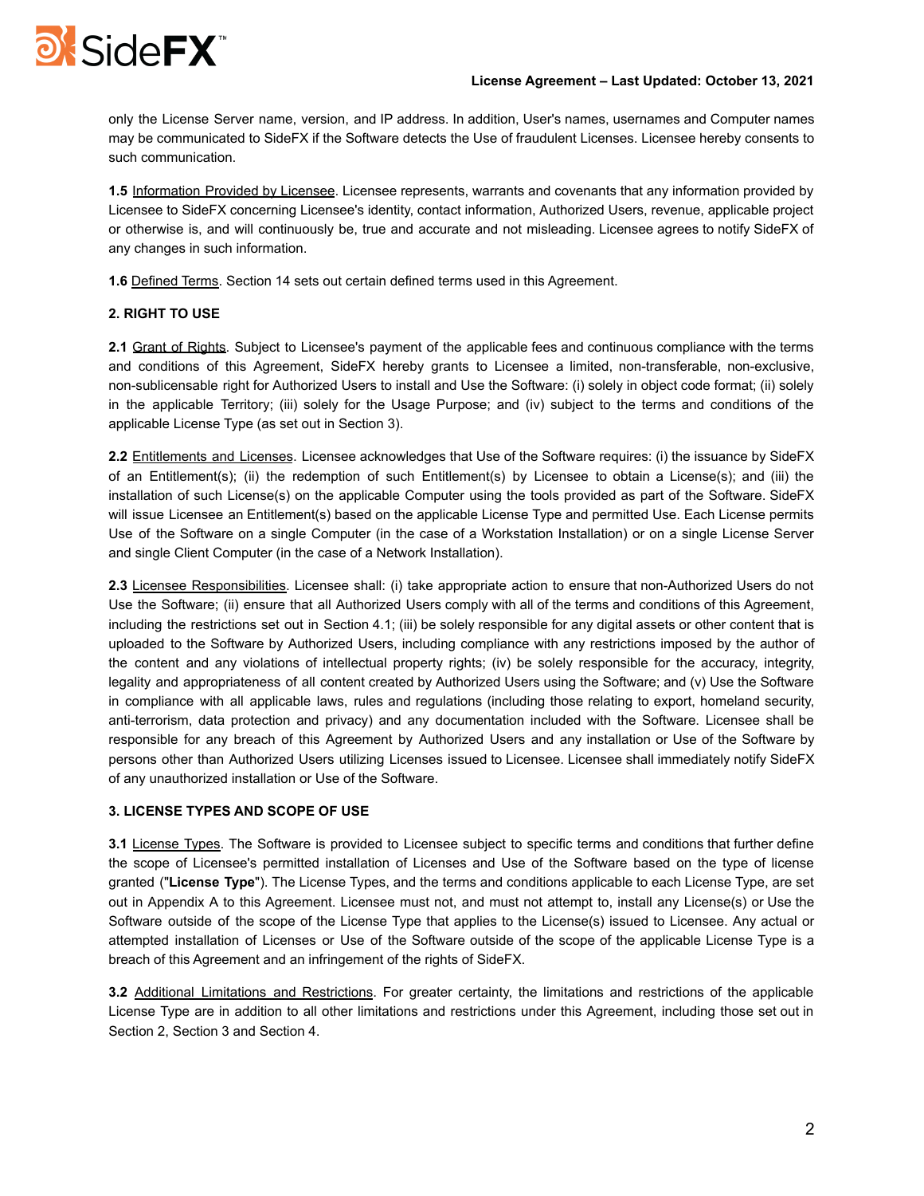only the License Server name, version, and IP address. In addition, User's names, usernames and Computer names may be communicated to SideFX if the Software detects the Use of fraudulent Licenses. Licensee hereby consents to such communication.

**1.5** Information Provided by Licensee. Licensee represents, warrants and covenants that any information provided by Licensee to SideFX concerning Licensee's identity, contact information, Authorized Users, revenue, applicable project or otherwise is, and will continuously be, true and accurate and not misleading. Licensee agrees to notify SideFX of any changes in such information.

**1.6** Defined Terms. Section 14 sets out certain defined terms used in this Agreement.

## 2. RIGHT TO USE

**2.1** Grant of Rights. Subject to Licensee's payment of the applicable fees and continuous compliance with the terms and conditions of this Agreement, SideFX hereby grants to Licensee a limited, non-transferable, non-exclusive, non-sublicensable right for Authorized Users to install and Use the Software: (i) solely in object code format; (ii) solely in the applicable Territory; (iii) solely for the Usage Purpose; and (iv) subject to the terms and conditions of the applicable License Type (as set out in Section 3).

**2.2** Entitlements and Licenses. Licensee acknowledges that Use of the Software requires: (i) the issuance by SideFX of an Entitlement(s); (ii) the redemption of such Entitlement(s) by Licensee to obtain a License(s); and (iii) the installation of such License(s) on the applicable Computer using the tools provided as part of the Software. SideFX will issue Licensee an Entitlement(s) based on the applicable License Type and permitted Use. Each License permits Use of the Software on a single Computer (in the case of a Workstation Installation) or on a single License Server and single Client Computer (in the case of a Network Installation).

**2.3** Licensee Responsibilities. Licensee shall: (i) take appropriate action to ensure that non-Authorized Users do not Use the Software; (ii) ensure that all Authorized Users comply with all of the terms and conditions of this Agreement, including the restrictions set out in Section 4.1; (iii) be solely responsible for any digital assets or other content that is uploaded to the Software by Authorized Users, including compliance with any restrictions imposed by the author of the content and any violations of intellectual property rights; (iv) be solely responsible for the accuracy, integrity, legality and appropriateness of all content created by Authorized Users using the Software; and (v) Use the Software in compliance with all applicable laws, rules and regulations (including those relating to export, homeland security, anti-terrorism, data protection and privacy) and any documentation included with the Software. Licensee shall be responsible for any breach of this Agreement by Authorized Users and any installation or Use of the Software by persons other than Authorized Users utilizing Licenses issued to Licensee. Licensee shall immediately notify SideFX of any unauthorized installation or Use of the Software.

## 3. LICENSE TYPES AND SCOPE OF USE

**3.1** License Types. The Software is provided to Licensee subject to specific terms and conditions that further define the scope of Licensee's permitted installation of Licenses and Use of the Software based on the type of license granted ("**License Type**"). The License Types, and the terms and conditions applicable to each License Type, are set out in Appendix A to this Agreement. Licensee must not, and must not attempt to, install any License(s) or Use the Software outside of the scope of the License Type that applies to the License(s) issued to Licensee. Any actual or attempted installation of Licenses or Use of the Software outside of the scope of the applicable License Type is a breach of this Agreement and an infringement of the rights of SideFX.

**3.2** Additional Limitations and Restrictions. For greater certainty, the limitations and restrictions of the applicable License Type are in addition to all other limitations and restrictions under this Agreement, including those set out in Section 2, Section 3 and Section 4.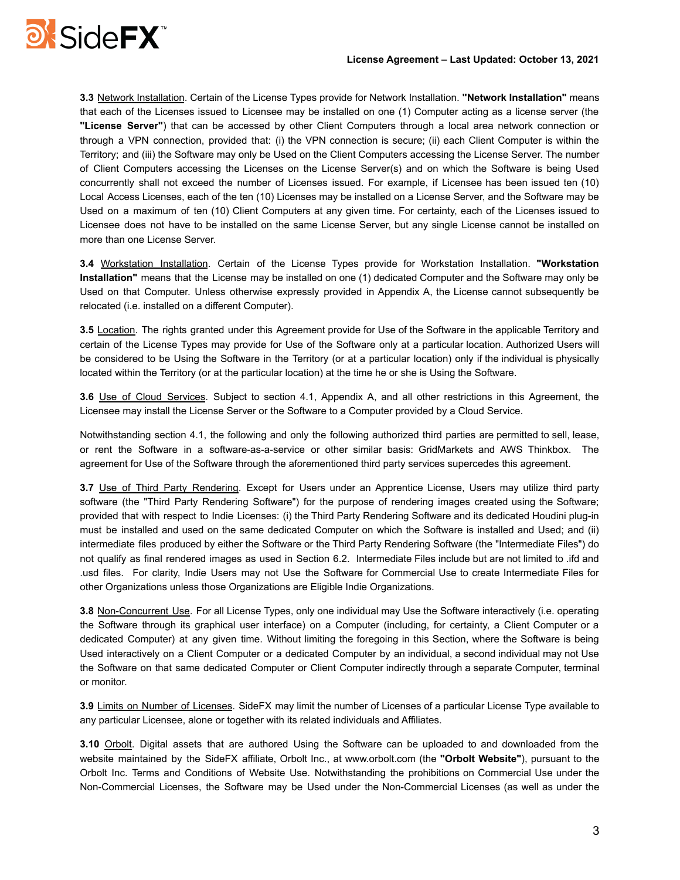**3.3** Network Installation. Certain of the License Types provide for Network Installation. **"Network Installation"** means that each of the Licenses issued to Licensee may be installed on one (1) Computer acting as a license server (the **"License Server"**) that can be accessed by other Client Computers through a local area network connection or through a VPN connection, provided that: (i) the VPN connection is secure; (ii) each Client Computer is within the Territory; and (iii) the Software may only be Used on the Client Computers accessing the License Server. The number of Client Computers accessing the Licenses on the License Server(s) and on which the Software is being Used concurrently shall not exceed the number of Licenses issued. For example, if Licensee has been issued ten (10) Local Access Licenses, each of the ten (10) Licenses may be installed on a License Server, and the Software may be Used on a maximum of ten (10) Client Computers at any given time. For certainty, each of the Licenses issued to Licensee does not have to be installed on the same License Server, but any single License cannot be installed on more than one License Server.

**3.4** Workstation Installation. Certain of the License Types provide for Workstation Installation. **"Workstation Installation"** means that the License may be installed on one (1) dedicated Computer and the Software may only be Used on that Computer. Unless otherwise expressly provided in Appendix A, the License cannot subsequently be relocated (i.e. installed on a different Computer).

**3.5** Location. The rights granted under this Agreement provide for Use of the Software in the applicable Territory and certain of the License Types may provide for Use of the Software only at a particular location. Authorized Users will be considered to be Using the Software in the Territory (or at a particular location) only if the individual is physically located within the Territory (or at the particular location) at the time he or she is Using the Software.

**3.6** Use of Cloud Services. Subject to section 4.1, Appendix A, and all other restrictions in this Agreement, the Licensee may install the License Server or the Software to a Computer provided by a Cloud Service.

Notwithstanding section 4.1, the following and only the following authorized third parties are permitted to sell, lease, or rent the Software in a software-as-a-service or other similar basis: GridMarkets and AWS Thinkbox. The agreement for Use of the Software through the aforementioned third party services supercedes this agreement.

**3.7** Use of Third Party Rendering. Except for Users under an Apprentice License, Users may utilize third party software (the "Third Party Rendering Software") for the purpose of rendering images created using the Software; provided that with respect to Indie Licenses: (i) the Third Party Rendering Software and its dedicated Houdini plug-in must be installed and used on the same dedicated Computer on which the Software is installed and Used; and (ii) intermediate files produced by either the Software or the Third Party Rendering Software (the "Intermediate Files") do not qualify as final rendered images as used in Section 6.2. Intermediate Files include but are not limited to .ifd and .usd files. For clarity, Indie Users may not Use the Software for Commercial Use to create Intermediate Files for other Organizations unless those Organizations are Eligible Indie Organizations.

**3.8** Non-Concurrent Use. For all License Types, only one individual may Use the Software interactively (i.e. operating the Software through its graphical user interface) on a Computer (including, for certainty, a Client Computer or a dedicated Computer) at any given time. Without limiting the foregoing in this Section, where the Software is being Used interactively on a Client Computer or a dedicated Computer by an individual, a second individual may not Use the Software on that same dedicated Computer or Client Computer indirectly through a separate Computer, terminal or monitor.

**3.9** Limits on Number of Licenses. SideFX may limit the number of Licenses of a particular License Type available to any particular Licensee, alone or together with its related individuals and Affiliates.

**3.10** Orbolt. Digital assets that are authored Using the Software can be uploaded to and downloaded from the website maintained by the SideFX affiliate, Orbolt Inc., at www.orbolt.com (the **"Orbolt Website"**), pursuant to the Orbolt Inc. Terms and Conditions of Website Use. Notwithstanding the prohibitions on Commercial Use under the Non-Commercial Licenses, the Software may be Used under the Non-Commercial Licenses (as well as under the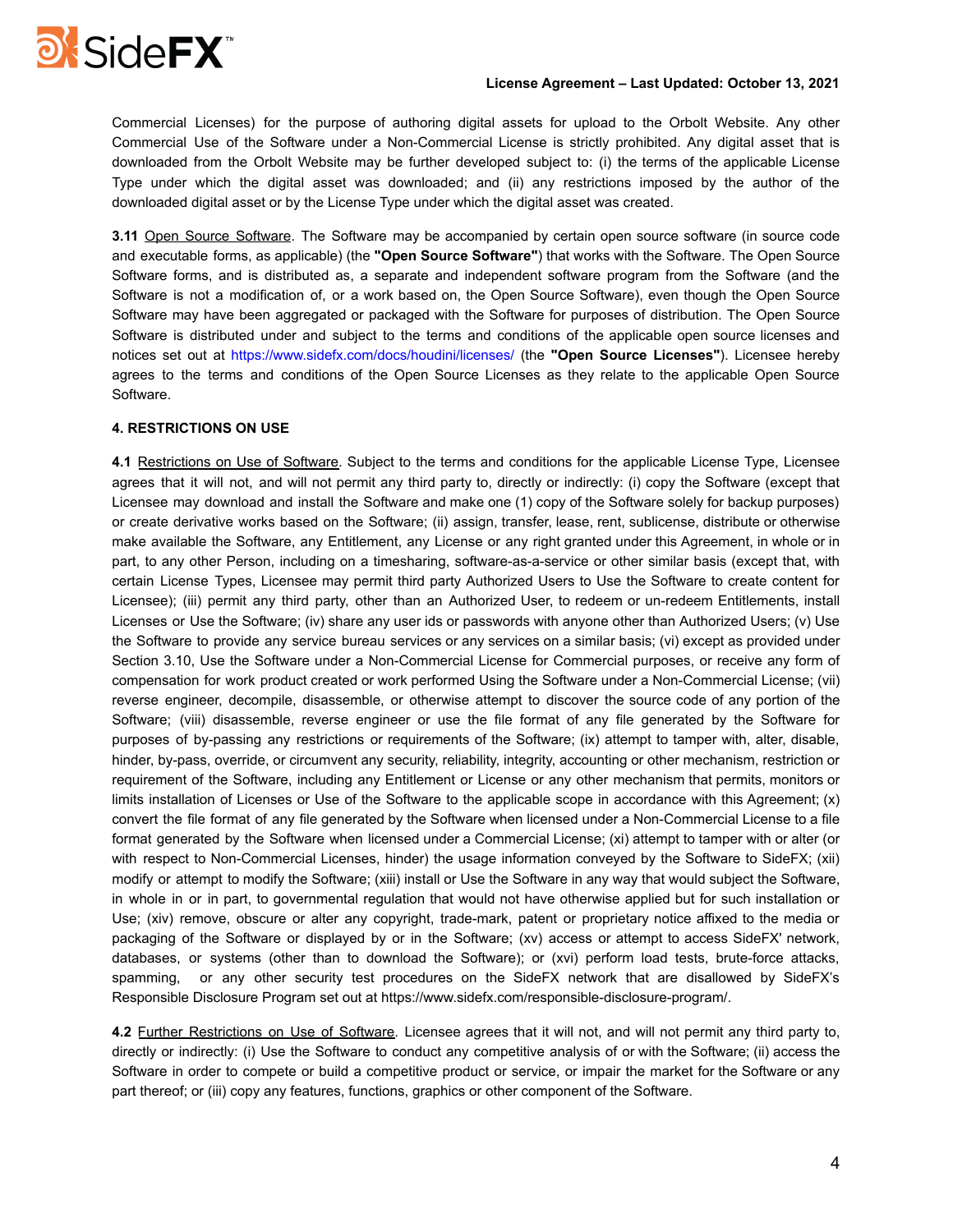Commercial Licenses) for the purpose of authoring digital assets for upload to the Orbolt Website. Any other Commercial Use of the Software under a Non-Commercial License is strictly prohibited. Any digital asset that is downloaded from the Orbolt Website may be further developed subject to: (i) the terms of the applicable License Type under which the digital asset was downloaded; and (ii) any restrictions imposed by the author of the downloaded digital asset or by the License Type under which the digital asset was created.

**3.11** Open Source Software. The Software may be accompanied by certain open source software (in source code and executable forms, as applicable) (the **"Open Source Software"**) that works with the Software. The Open Source Software forms, and is distributed as, a separate and independent software program from the Software (and the Software is not a modification of, or a work based on, the Open Source Software), even though the Open Source Software may have been aggregated or packaged with the Software for purposes of distribution. The Open Source Software is distributed under and subject to the terms and conditions of the applicable open source licenses and notices set out at https://www.sidefx.com/docs/houdini/licenses/ (the **"Open Source Licenses"**). Licensee hereby agrees to the terms and conditions of the Open Source Licenses as they relate to the applicable Open Source Software.

**4. RESTRICTIONS ON USE**

**4.1** Restrictions on Use of Software. Subject to the terms and conditions for the applicable License Type, Licensee agrees that it will not, and will not permit any third party to, directly or indirectly: (i) copy the Software (except that Licensee may download and install the Software and make one (1) copy of the Software solely for backup purposes) or create derivative works based on the Software; (ii) assign, transfer, lease, rent, sublicense, distribute or otherwise make available the Software, any Entitlement, any License or any right granted under this Agreement, in whole or in part, to any other Person, including on a timesharing, software-as-a-service or other similar basis (except that, with certain License Types, Licensee may permit third party Authorized Users to Use the Software to create content for Licensee); (iii) permit any third party, other than an Authorized User, to redeem or un-redeem Entitlements, install Licenses or Use the Software; (iv) share any user ids or passwords with anyone other than Authorized Users; (v) Use the Software to provide any service bureau services or any services on a similar basis; (vi) except as provided under Section 3.10, Use the Software under a Non-Commercial License for Commercial purposes, or receive any form of compensation for work product created or work performed Using the Software under a Non-Commercial License; (vii) reverse engineer, decompile, disassemble, or otherwise attempt to discover the source code of any portion of the Software; (viii) disassemble, reverse engineer or use the file format of any file generated by the Software for purposes of by-passing any restrictions or requirements of the Software; (ix) attempt to tamper with, alter, disable, hinder, by-pass, override, or circumvent any security, reliability, integrity, accounting or other mechanism, restriction or requirement of the Software, including any Entitlement or License or any other mechanism that permits, monitors or limits installation of Licenses or Use of the Software to the applicable scope in accordance with this Agreement; (x) convert the file format of any file generated by the Software when licensed under a Non-Commercial License to a file format generated by the Software when licensed under a Commercial License; (xi) attempt to tamper with or alter (or with respect to Non-Commercial Licenses, hinder) the usage information conveyed by the Software to SideFX; (xii) modify or attempt to modify the Software; (xiii) install or Use the Software in any way that would subject the Software, in whole in or in part, to governmental regulation that would not have otherwise applied but for such installation or Use; (xiv) remove, obscure or alter any copyright, trade-mark, patent or proprietary notice affixed to the media or packaging of the Software or displayed by or in the Software; (xv) access or attempt to access SideFX' network, databases, or systems (other than to download the Software); or (xvi) perform load tests, brute-force attacks, spamming, or any other security test procedures on the SideFX network that are disallowed by SideFX's Responsible Disclosure Program set out at https://www.sidefx.com/responsible-disclosure-program/.

**4.2** Further Restrictions on Use of Software. Licensee agrees that it will not, and will not permit any third party to, directly or indirectly: (i) Use the Software to conduct any competitive analysis of or with the Software; (ii) access the Software in order to compete or build a competitive product or service, or impair the market for the Software or any part thereof; or (iii) copy any features, functions, graphics or other component of the Software.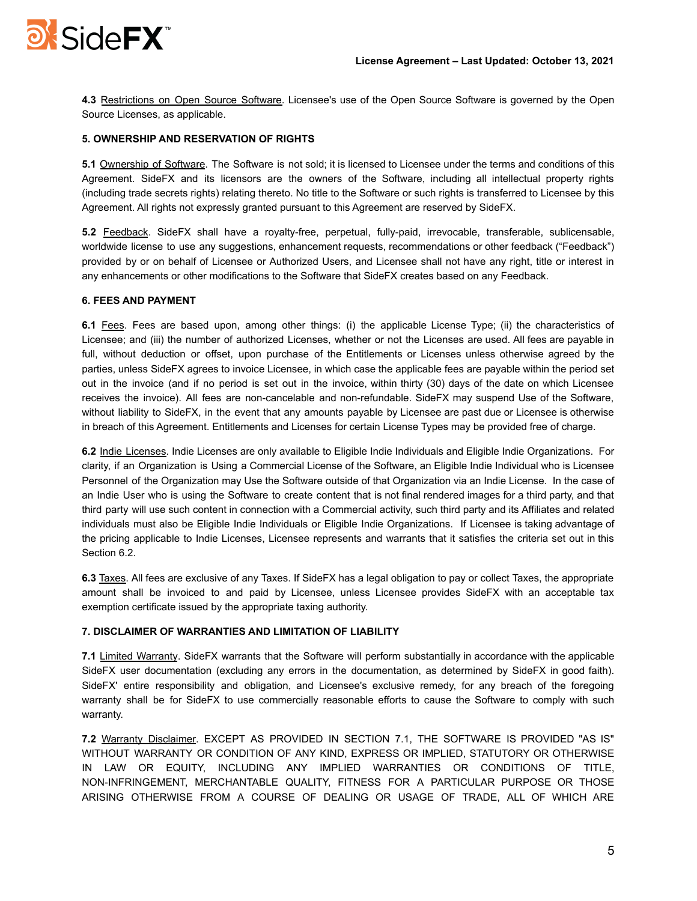**4.3** Restrictions on Open Source Software. Licensee's use of the Open Source Software is governed by the Open Source Licenses, as applicable.

**5. OWNERSHIP AND RESERVATION OF RIGHTS**

**5.1** Ownership of Software. The Software is not sold; it is licensed to Licensee under the terms and conditions of this Agreement. SideFX and its licensors are the owners of the Software, including all intellectual property rights (including trade secrets rights) relating thereto. No title to the Software or such rights is transferred to Licensee by this Agreement. All rights not expressly granted pursuant to this Agreement are reserved by SideFX.

**5.2** Feedback. SideFX shall have a royalty-free, perpetual, fully-paid, irrevocable, transferable, sublicensable, worldwide license to use any suggestions, enhancement requests, recommendations or other feedback ("Feedback") provided by or on behalf of Licensee or Authorized Users, and Licensee shall not have any right, title or interest in any enhancements or other modifications to the Software that SideFX creates based on any Feedback.

**6. FEES AND PAYMENT**

**6.1** Fees. Fees are based upon, among other things: (i) the applicable License Type; (ii) the characteristics of Licensee; and (iii) the number of authorized Licenses, whether or not the Licenses are used. All fees are payable in full, without deduction or offset, upon purchase of the Entitlements or Licenses unless otherwise agreed by the parties, unless SideFX agrees to invoice Licensee, in which case the applicable fees are payable within the period set out in the invoice (and if no period is set out in the invoice, within thirty (30) days of the date on which Licensee receives the invoice). All fees are non-cancelable and non-refundable. SideFX may suspend Use of the Software, without liability to SideFX, in the event that any amounts payable by Licensee are past due or Licensee is otherwise in breach of this Agreement. Entitlements and Licenses for certain License Types may be provided free of charge.

**6.2** Indie Licenses. Indie Licenses are only available to Eligible Indie Individuals and Eligible Indie Organizations. For clarity, if an Organization is Using a Commercial License of the Software, an Eligible Indie Individual who is Licensee Personnel of the Organization may Use the Software outside of that Organization via an Indie License. In the case of an Indie User who is using the Software to create content that is not final rendered images for a third party, and that third party will use such content in connection with a Commercial activity, such third party and its Affiliates and related individuals must also be Eligible Indie Individuals or Eligible Indie Organizations. If Licensee is taking advantage of the pricing applicable to Indie Licenses, Licensee represents and warrants that it satisfies the criteria set out in this Section 6.2.

**6.3** Taxes. All fees are exclusive of any Taxes. If SideFX has a legal obligation to pay or collect Taxes, the appropriate amount shall be invoiced to and paid by Licensee, unless Licensee provides SideFX with an acceptable tax exemption certificate issued by the appropriate taxing authority.

**7. DISCLAIMER OF WARRANTIES AND LIMITATION OF LIABILITY**

**7.1** Limited Warranty. SideFX warrants that the Software will perform substantially in accordance with the applicable SideFX user documentation (excluding any errors in the documentation, as determined by SideFX in good faith). SideFX' entire responsibility and obligation, and Licensee's exclusive remedy, for any breach of the foregoing warranty shall be for SideFX to use commercially reasonable efforts to cause the Software to comply with such warranty.

**7.2** Warranty Disclaimer. EXCEPT AS PROVIDED IN SECTION 7.1, THE SOFTWARE IS PROVIDED "AS IS" WITHOUT WARRANTY OR CONDITION OF ANY KIND, EXPRESS OR IMPLIED, STATUTORY OR OTHERWISE IN LAW OR EQUITY, INCLUDING ANY IMPLIED WARRANTIES OR CONDITIONS OF TITLE, NON-INFRINGEMENT, MERCHANTABLE QUALITY, FITNESS FOR A PARTICULAR PURPOSE OR THOSE ARISING OTHERWISE FROM A COURSE OF DEALING OR USAGE OF TRADE, ALL OF WHICH ARE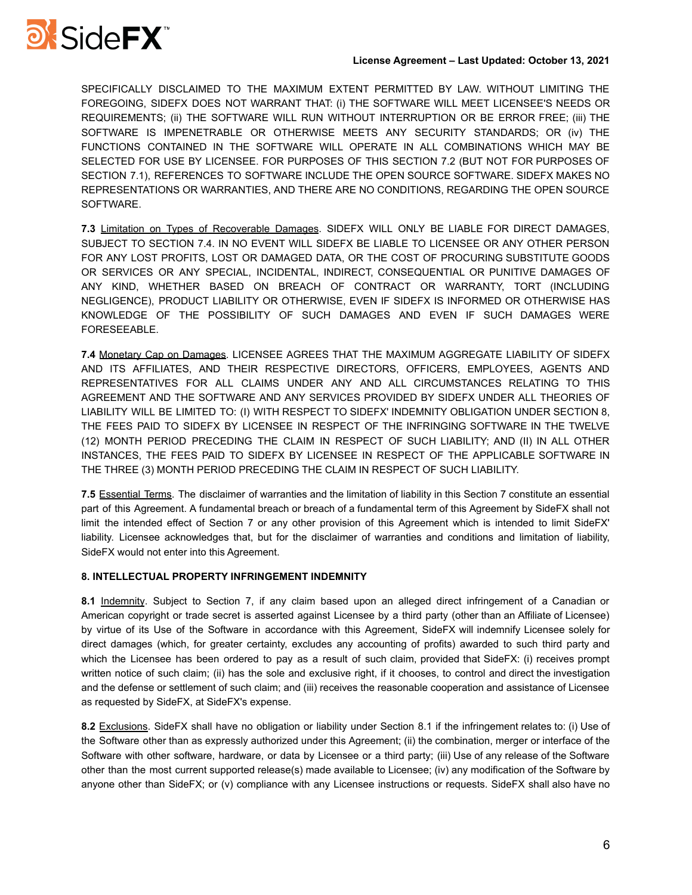SPECIFICALLY DISCLAIMED TO THE MAXIMUM EXTENT PERMITTED BY LAW. WITHOUT LIMITING THE FOREGOING, SIDEFX DOES NOT WARRANT THAT: (i) THE SOFTWARE WILL MEET LICENSEE'S NEEDS OR REQUIREMENTS; (ii) THE SOFTWARE WILL RUN WITHOUT INTERRUPTION OR BE ERROR FREE; (iii) THE SOFTWARE IS IMPENETRABLE OR OTHERWISE MEETS ANY SECURITY STANDARDS; OR (iv) THE FUNCTIONS CONTAINED IN THE SOFTWARE WILL OPERATE IN ALL COMBINATIONS WHICH MAY BE SELECTED FOR USE BY LICENSEE. FOR PURPOSES OF THIS SECTION 7.2 (BUT NOT FOR PURPOSES OF SECTION 7.1), REFERENCES TO SOFTWARE INCLUDE THE OPEN SOURCE SOFTWARE. SIDEFX MAKES NO REPRESENTATIONS OR WARRANTIES, AND THERE ARE NO CONDITIONS, REGARDING THE OPEN SOURCE SOFTWARE.

**7.3** Limitation on Types of Recoverable Damages. SIDEFX WILL ONLY BE LIABLE FOR DIRECT DAMAGES, SUBJECT TO SECTION 7.4. IN NO EVENT WILL SIDEFX BE LIABLE TO LICENSEE OR ANY OTHER PERSON FOR ANY LOST PROFITS, LOST OR DAMAGED DATA, OR THE COST OF PROCURING SUBSTITUTE GOODS OR SERVICES OR ANY SPECIAL, INCIDENTAL, INDIRECT, CONSEQUENTIAL OR PUNITIVE DAMAGES OF ANY KIND, WHETHER BASED ON BREACH OF CONTRACT OR WARRANTY, TORT (INCLUDING NEGLIGENCE), PRODUCT LIABILITY OR OTHERWISE, EVEN IF SIDEFX IS INFORMED OR OTHERWISE HAS KNOWLEDGE OF THE POSSIBILITY OF SUCH DAMAGES AND EVEN IF SUCH DAMAGES WERE FORESEEABLE.

**7.4** Monetary Cap on Damages. LICENSEE AGREES THAT THE MAXIMUM AGGREGATE LIABILITY OF SIDEFX AND ITS AFFILIATES, AND THEIR RESPECTIVE DIRECTORS, OFFICERS, EMPLOYEES, AGENTS AND REPRESENTATIVES FOR ALL CLAIMS UNDER ANY AND ALL CIRCUMSTANCES RELATING TO THIS AGREEMENT AND THE SOFTWARE AND ANY SERVICES PROVIDED BY SIDEFX UNDER ALL THEORIES OF LIABILITY WILL BE LIMITED TO: (I) WITH RESPECT TO SIDEFX' INDEMNITY OBLIGATION UNDER SECTION 8, THE FEES PAID TO SIDEFX BY LICENSEE IN RESPECT OF THE INFRINGING SOFTWARE IN THE TWELVE (12) MONTH PERIOD PRECEDING THE CLAIM IN RESPECT OF SUCH LIABILITY; AND (II) IN ALL OTHER INSTANCES, THE FEES PAID TO SIDEFX BY LICENSEE IN RESPECT OF THE APPLICABLE SOFTWARE IN THE THREE (3) MONTH PERIOD PRECEDING THE CLAIM IN RESPECT OF SUCH LIABILITY.

**7.5** Essential Terms. The disclaimer of warranties and the limitation of liability in this Section 7 constitute an essential part of this Agreement. A fundamental breach or breach of a fundamental term of this Agreement by SideFX shall not limit the intended effect of Section 7 or any other provision of this Agreement which is intended to limit SideFX' liability. Licensee acknowledges that, but for the disclaimer of warranties and conditions and limitation of liability, SideFX would not enter into this Agreement.

**8. INTELLECTUAL PROPERTY INFRINGEMENT INDEMNITY**

**8.1** Indemnity. Subject to Section 7, if any claim based upon an alleged direct infringement of a Canadian or American copyright or trade secret is asserted against Licensee by a third party (other than an Affiliate of Licensee) by virtue of its Use of the Software in accordance with this Agreement, SideFX will indemnify Licensee solely for direct damages (which, for greater certainty, excludes any accounting of profits) awarded to such third party and which the Licensee has been ordered to pay as a result of such claim, provided that SideFX: (i) receives prompt written notice of such claim; (ii) has the sole and exclusive right, if it chooses, to control and direct the investigation and the defense or settlement of such claim; and (iii) receives the reasonable cooperation and assistance of Licensee as requested by SideFX, at SideFX's expense.

**8.2** Exclusions. SideFX shall have no obligation or liability under Section 8.1 if the infringement relates to: (i) Use of the Software other than as expressly authorized under this Agreement; (ii) the combination, merger or interface of the Software with other software, hardware, or data by Licensee or a third party; (iii) Use of any release of the Software other than the most current supported release(s) made available to Licensee; (iv) any modification of the Software by anyone other than SideFX; or (v) compliance with any Licensee instructions or requests. SideFX shall also have no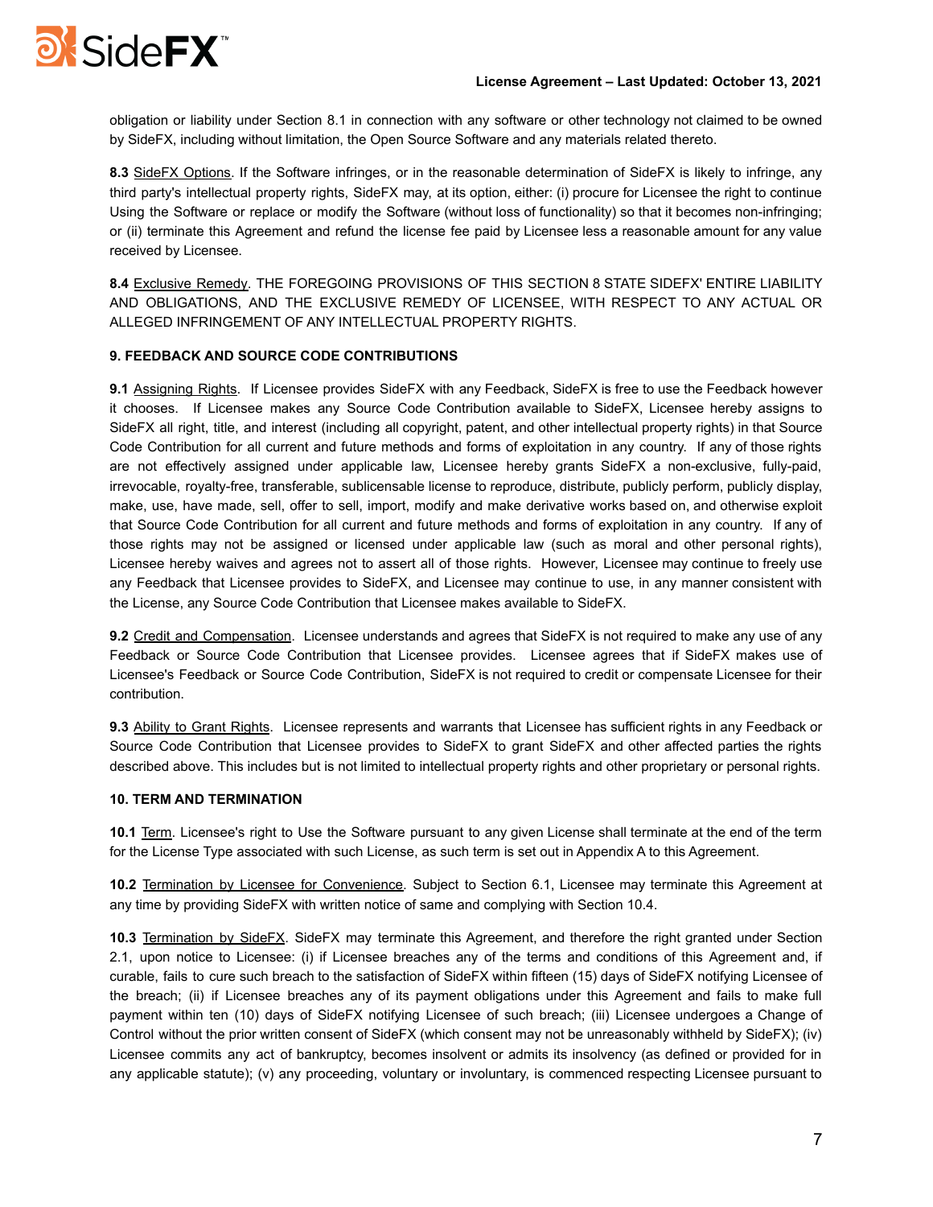obligation or liability under Section 8.1 in connection with any software or other technology not claimed to be owned by SideFX, including without limitation, the Open Source Software and any materials related thereto.

**8.3** SideFX Options. If the Software infringes, or in the reasonable determination of SideFX is likely to infringe, any third party's intellectual property rights, SideFX may, at its option, either: (i) procure for Licensee the right to continue Using the Software or replace or modify the Software (without loss of functionality) so that it becomes non-infringing; or (ii) terminate this Agreement and refund the license fee paid by Licensee less a reasonable amount for any value received by Licensee.

**8.4** Exclusive Remedy. THE FOREGOING PROVISIONS OF THIS SECTION 8 STATE SIDEFX' ENTIRE LIABILITY AND OBLIGATIONS, AND THE EXCLUSIVE REMEDY OF LICENSEE, WITH RESPECT TO ANY ACTUAL OR ALLEGED INFRINGEMENT OF ANY INTELLECTUAL PROPERTY RIGHTS.

**9. FEEDBACK AND SOURCE CODE CONTRIBUTIONS**

**9.1** Assigning Rights. If Licensee provides SideFX with any Feedback, SideFX is free to use the Feedback however it chooses. If Licensee makes any Source Code Contribution available to SideFX, Licensee hereby assigns to SideFX all right, title, and interest (including all copyright, patent, and other intellectual property rights) in that Source Code Contribution for all current and future methods and forms of exploitation in any country. If any of those rights are not effectively assigned under applicable law, Licensee hereby grants SideFX a non-exclusive, fully-paid, irrevocable, royalty-free, transferable, sublicensable license to reproduce, distribute, publicly perform, publicly display, make, use, have made, sell, offer to sell, import, modify and make derivative works based on, and otherwise exploit that Source Code Contribution for all current and future methods and forms of exploitation in any country. If any of those rights may not be assigned or licensed under applicable law (such as moral and other personal rights), Licensee hereby waives and agrees not to assert all of those rights. However, Licensee may continue to freely use any Feedback that Licensee provides to SideFX, and Licensee may continue to use, in any manner consistent with the License, any Source Code Contribution that Licensee makes available to SideFX.

**9.2** Credit and Compensation. Licensee understands and agrees that SideFX is not required to make any use of any Feedback or Source Code Contribution that Licensee provides. Licensee agrees that if SideFX makes use of Licensee's Feedback or Source Code Contribution, SideFX is not required to credit or compensate Licensee for their contribution.

**9.3** Ability to Grant Rights. Licensee represents and warrants that Licensee has sufficient rights in any Feedback or Source Code Contribution that Licensee provides to SideFX to grant SideFX and other affected parties the rights described above. This includes but is not limited to intellectual property rights and other proprietary or personal rights.

**10. TERM AND TERMINATION**

**10.1** Term. Licensee's right to Use the Software pursuant to any given License shall terminate at the end of the term for the License Type associated with such License, as such term is set out in Appendix A to this Agreement.

**10.2** Termination by Licensee for Convenience. Subject to Section 6.1, Licensee may terminate this Agreement at any time by providing SideFX with written notice of same and complying with Section 10.4.

**10.3** Termination by SideFX. SideFX may terminate this Agreement, and therefore the right granted under Section 2.1, upon notice to Licensee: (i) if Licensee breaches any of the terms and conditions of this Agreement and, if curable, fails to cure such breach to the satisfaction of SideFX within fifteen (15) days of SideFX notifying Licensee of the breach; (ii) if Licensee breaches any of its payment obligations under this Agreement and fails to make full payment within ten (10) days of SideFX notifying Licensee of such breach; (iii) Licensee undergoes a Change of Control without the prior written consent of SideFX (which consent may not be unreasonably withheld by SideFX); (iv) Licensee commits any act of bankruptcy, becomes insolvent or admits its insolvency (as defined or provided for in any applicable statute); (v) any proceeding, voluntary or involuntary, is commenced respecting Licensee pursuant to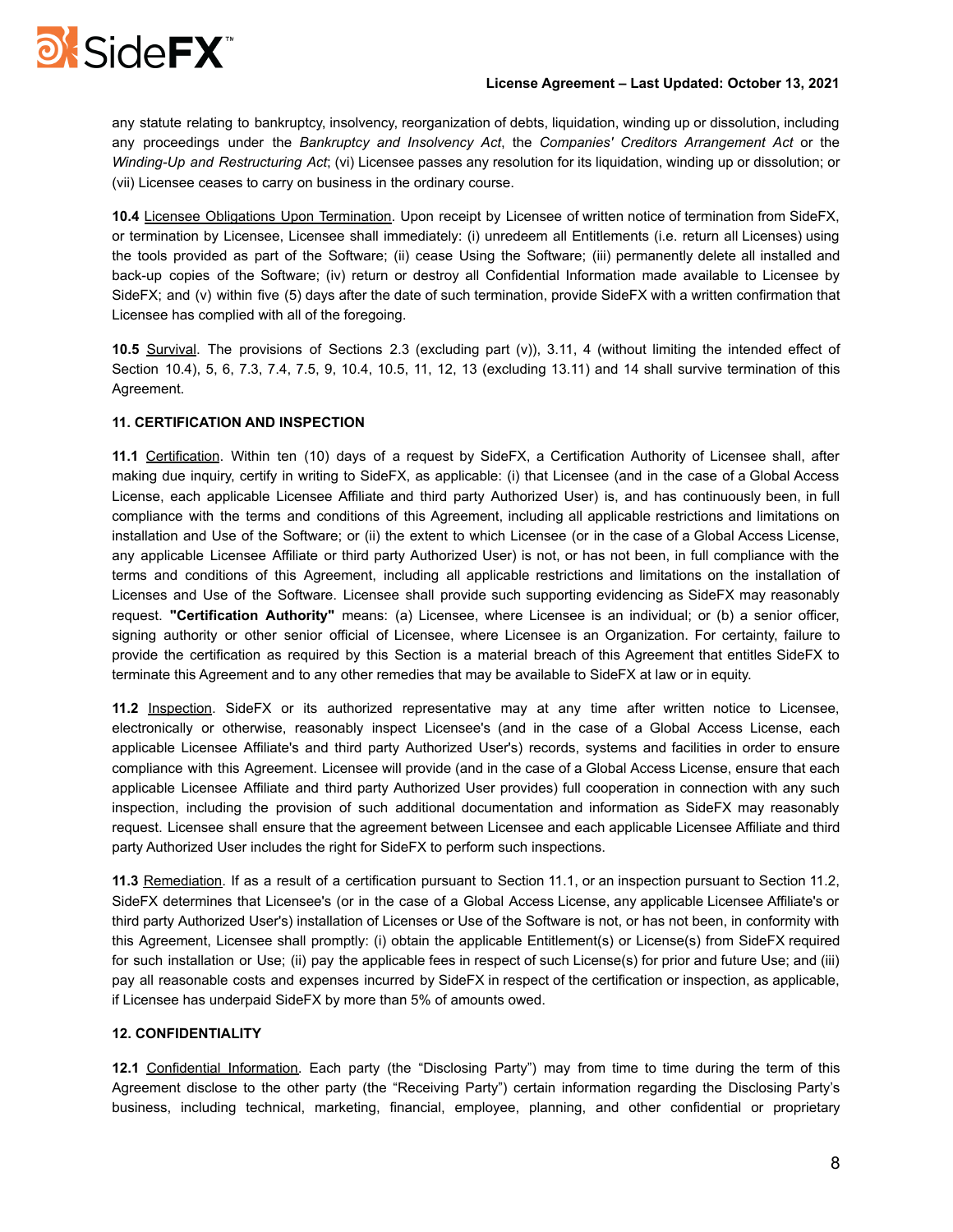any statute relating to bankruptcy, insolvency, reorganization of debts, liquidation, winding up or dissolution, including any proceedings under the *Bankruptcy and Insolvency Act*, the *Companies' Creditors Arrangement Act* or the *Winding-Up and Restructuring Act*; (vi) Licensee passes any resolution for its liquidation, winding up or dissolution; or (vii) Licensee ceases to carry on business in the ordinary course.

**10.4** Licensee Obligations Upon Termination. Upon receipt by Licensee of written notice of termination from SideFX, or termination by Licensee, Licensee shall immediately: (i) unredeem all Entitlements (i.e. return all Licenses) using the tools provided as part of the Software; (ii) cease Using the Software; (iii) permanently delete all installed and back-up copies of the Software; (iv) return or destroy all Confidential Information made available to Licensee by SideFX; and (v) within five (5) days after the date of such termination, provide SideFX with a written confirmation that Licensee has complied with all of the foregoing.

**10.5** Survival. The provisions of Sections 2.3 (excluding part (v)), 3.11, 4 (without limiting the intended effect of Section 10.4), 5, 6, 7.3, 7.4, 7.5, 9, 10.4, 10.5, 11, 12, 13 (excluding 13.11) and 14 shall survive termination of this Agreement.

**11. CERTIFICATION AND INSPECTION**

**11.1** Certification. Within ten (10) days of a request by SideFX, a Certification Authority of Licensee shall, after making due inquiry, certify in writing to SideFX, as applicable: (i) that Licensee (and in the case of a Global Access License, each applicable Licensee Affiliate and third party Authorized User) is, and has continuously been, in full compliance with the terms and conditions of this Agreement, including all applicable restrictions and limitations on installation and Use of the Software; or (ii) the extent to which Licensee (or in the case of a Global Access License, any applicable Licensee Affiliate or third party Authorized User) is not, or has not been, in full compliance with the terms and conditions of this Agreement, including all applicable restrictions and limitations on the installation of Licenses and Use of the Software. Licensee shall provide such supporting evidencing as SideFX may reasonably request. **"Certification Authority"** means: (a) Licensee, where Licensee is an individual; or (b) a senior officer, signing authority or other senior official of Licensee, where Licensee is an Organization. For certainty, failure to provide the certification as required by this Section is a material breach of this Agreement that entitles SideFX to terminate this Agreement and to any other remedies that may be available to SideFX at law or in equity.

**11.2** Inspection. SideFX or its authorized representative may at any time after written notice to Licensee, electronically or otherwise, reasonably inspect Licensee's (and in the case of a Global Access License, each applicable Licensee Affiliate's and third party Authorized User's) records, systems and facilities in order to ensure compliance with this Agreement. Licensee will provide (and in the case of a Global Access License, ensure that each applicable Licensee Affiliate and third party Authorized User provides) full cooperation in connection with any such inspection, including the provision of such additional documentation and information as SideFX may reasonably request. Licensee shall ensure that the agreement between Licensee and each applicable Licensee Affiliate and third party Authorized User includes the right for SideFX to perform such inspections.

**11.3** Remediation. If as a result of a certification pursuant to Section 11.1, or an inspection pursuant to Section 11.2, SideFX determines that Licensee's (or in the case of a Global Access License, any applicable Licensee Affiliate's or third party Authorized User's) installation of Licenses or Use of the Software is not, or has not been, in conformity with this Agreement, Licensee shall promptly: (i) obtain the applicable Entitlement(s) or License(s) from SideFX required for such installation or Use; (ii) pay the applicable fees in respect of such License(s) for prior and future Use; and (iii) pay all reasonable costs and expenses incurred by SideFX in respect of the certification or inspection, as applicable, if Licensee has underpaid SideFX by more than 5% of amounts owed.

**12. CONFIDENTIALITY**

**12.1** Confidential Information. Each party (the "Disclosing Party") may from time to time during the term of this Agreement disclose to the other party (the "Receiving Party") certain information regarding the Disclosing Party's business, including technical, marketing, financial, employee, planning, and other confidential or proprietary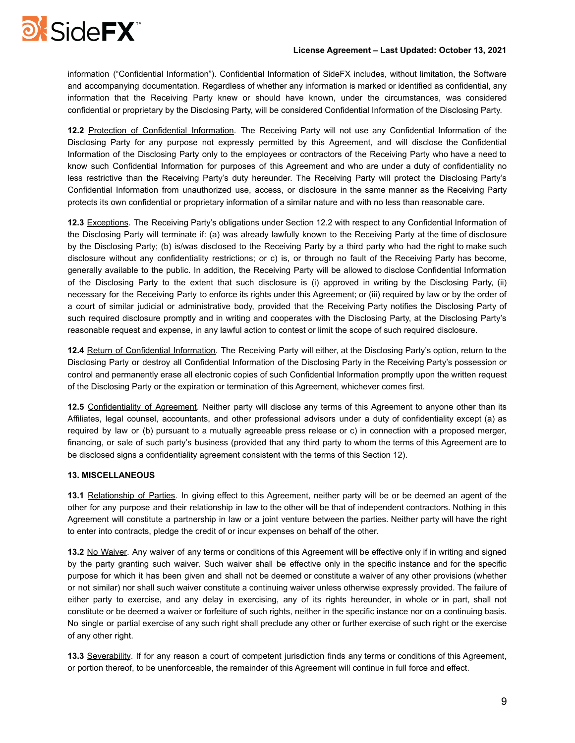information ("Confidential Information"). Confidential Information of SideFX includes, without limitation, the Software and accompanying documentation. Regardless of whether any information is marked or identified as confidential, any information that the Receiving Party knew or should have known, under the circumstances, was considered confidential or proprietary by the Disclosing Party, will be considered Confidential Information of the Disclosing Party.

**12.2** Protection of Confidential Information. The Receiving Party will not use any Confidential Information of the Disclosing Party for any purpose not expressly permitted by this Agreement, and will disclose the Confidential Information of the Disclosing Party only to the employees or contractors of the Receiving Party who have a need to know such Confidential Information for purposes of this Agreement and who are under a duty of confidentiality no less restrictive than the Receiving Party's duty hereunder. The Receiving Party will protect the Disclosing Party's Confidential Information from unauthorized use, access, or disclosure in the same manner as the Receiving Party protects its own confidential or proprietary information of a similar nature and with no less than reasonable care.

**12.3** Exceptions. The Receiving Party's obligations under Section 12.2 with respect to any Confidential Information of the Disclosing Party will terminate if: (a) was already lawfully known to the Receiving Party at the time of disclosure by the Disclosing Party; (b) is/was disclosed to the Receiving Party by a third party who had the right to make such disclosure without any confidentiality restrictions; or c) is, or through no fault of the Receiving Party has become, generally available to the public. In addition, the Receiving Party will be allowed to disclose Confidential Information of the Disclosing Party to the extent that such disclosure is (i) approved in writing by the Disclosing Party, (ii) necessary for the Receiving Party to enforce its rights under this Agreement; or (iii) required by law or by the order of a court of similar judicial or administrative body, provided that the Receiving Party notifies the Disclosing Party of such required disclosure promptly and in writing and cooperates with the Disclosing Party, at the Disclosing Party's reasonable request and expense, in any lawful action to contest or limit the scope of such required disclosure.

**12.4** Return of Confidential Information. The Receiving Party will either, at the Disclosing Party's option, return to the Disclosing Party or destroy all Confidential Information of the Disclosing Party in the Receiving Party's possession or control and permanently erase all electronic copies of such Confidential Information promptly upon the written request of the Disclosing Party or the expiration or termination of this Agreement, whichever comes first.

**12.5** Confidentiality of Agreement. Neither party will disclose any terms of this Agreement to anyone other than its Affiliates, legal counsel, accountants, and other professional advisors under a duty of confidentiality except (a) as required by law or (b) pursuant to a mutually agreeable press release or c) in connection with a proposed merger, financing, or sale of such party's business (provided that any third party to whom the terms of this Agreement are to be disclosed signs a confidentiality agreement consistent with the terms of this Section 12).

**13. MISCELLANEOUS**

**13.1** Relationship of Parties. In giving effect to this Agreement, neither party will be or be deemed an agent of the other for any purpose and their relationship in law to the other will be that of independent contractors. Nothing in this Agreement will constitute a partnership in law or a joint venture between the parties. Neither party will have the right to enter into contracts, pledge the credit of or incur expenses on behalf of the other.

**13.2** No Waiver. Any waiver of any terms or conditions of this Agreement will be effective only if in writing and signed by the party granting such waiver. Such waiver shall be effective only in the specific instance and for the specific purpose for which it has been given and shall not be deemed or constitute a waiver of any other provisions (whether or not similar) nor shall such waiver constitute a continuing waiver unless otherwise expressly provided. The failure of either party to exercise, and any delay in exercising, any of its rights hereunder, in whole or in part, shall not constitute or be deemed a waiver or forfeiture of such rights, neither in the specific instance nor on a continuing basis. No single or partial exercise of any such right shall preclude any other or further exercise of such right or the exercise of any other right.

**13.3** Severability. If for any reason a court of competent jurisdiction finds any terms or conditions of this Agreement, or portion thereof, to be unenforceable, the remainder of this Agreement will continue in full force and effect.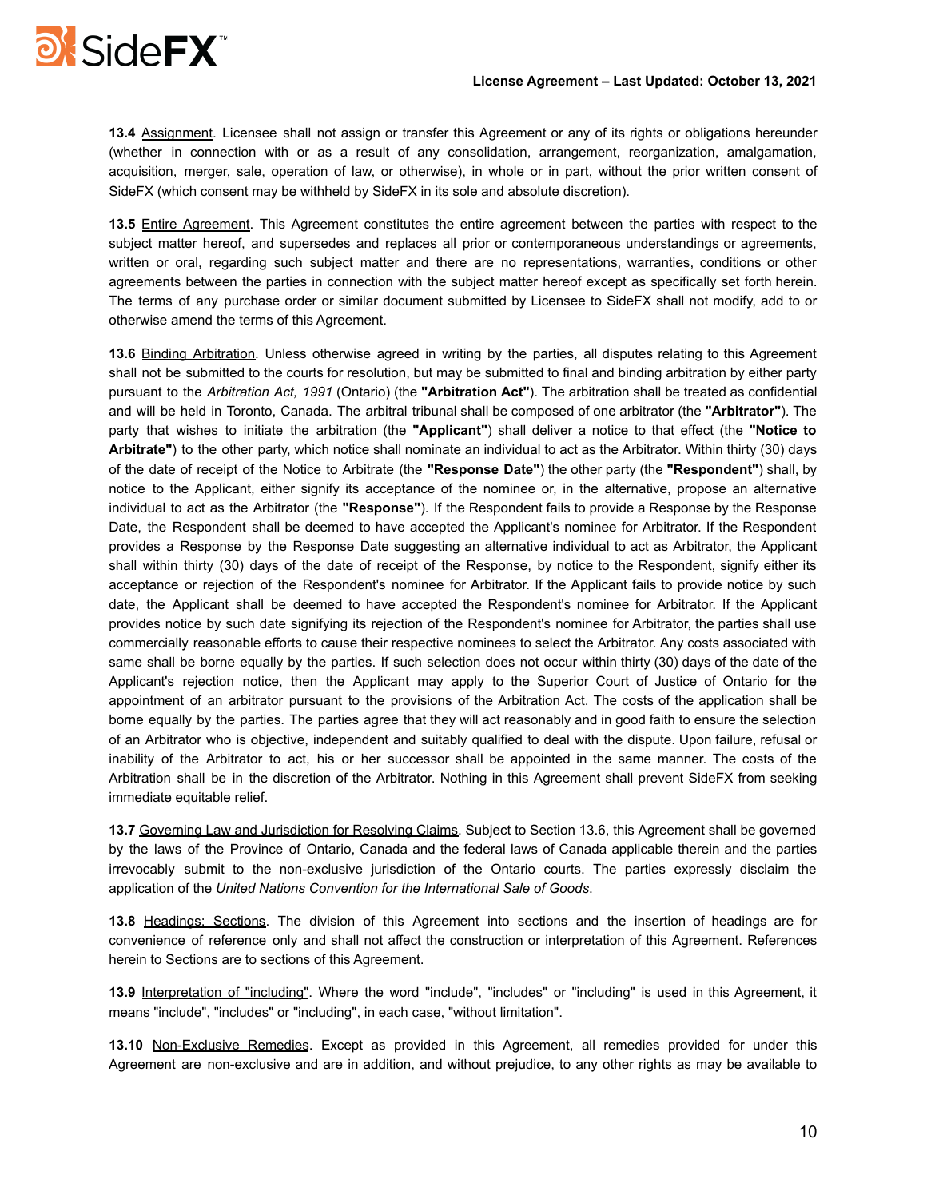**13.4** Assignment. Licensee shall not assign or transfer this Agreement or any of its rights or obligations hereunder (whether in connection with or as a result of any consolidation, arrangement, reorganization, amalgamation, acquisition, merger, sale, operation of law, or otherwise), in whole or in part, without the prior written consent of SideFX (which consent may be withheld by SideFX in its sole and absolute discretion).

**13.5** Entire Agreement. This Agreement constitutes the entire agreement between the parties with respect to the subject matter hereof, and supersedes and replaces all prior or contemporaneous understandings or agreements, written or oral, regarding such subject matter and there are no representations, warranties, conditions or other agreements between the parties in connection with the subject matter hereof except as specifically set forth herein. The terms of any purchase order or similar document submitted by Licensee to SideFX shall not modify, add to or otherwise amend the terms of this Agreement.

**13.6** Binding Arbitration. Unless otherwise agreed in writing by the parties, all disputes relating to this Agreement shall not be submitted to the courts for resolution, but may be submitted to final and binding arbitration by either party pursuant to the *Arbitration Act, 1991* (Ontario) (the **"Arbitration Act"**). The arbitration shall be treated as confidential and will be held in Toronto, Canada. The arbitral tribunal shall be composed of one arbitrator (the **"Arbitrator"**). The party that wishes to initiate the arbitration (the **"Applicant"**) shall deliver a notice to that effect (the **"Notice to Arbitrate"**) to the other party, which notice shall nominate an individual to act as the Arbitrator. Within thirty (30) days of the date of receipt of the Notice to Arbitrate (the **"Response Date"**) the other party (the **"Respondent"**) shall, by notice to the Applicant, either signify its acceptance of the nominee or, in the alternative, propose an alternative individual to act as the Arbitrator (the **"Response"**). If the Respondent fails to provide a Response by the Response Date, the Respondent shall be deemed to have accepted the Applicant's nominee for Arbitrator. If the Respondent provides a Response by the Response Date suggesting an alternative individual to act as Arbitrator, the Applicant shall within thirty (30) days of the date of receipt of the Response, by notice to the Respondent, signify either its acceptance or rejection of the Respondent's nominee for Arbitrator. If the Applicant fails to provide notice by such date, the Applicant shall be deemed to have accepted the Respondent's nominee for Arbitrator. If the Applicant provides notice by such date signifying its rejection of the Respondent's nominee for Arbitrator, the parties shall use commercially reasonable efforts to cause their respective nominees to select the Arbitrator. Any costs associated with same shall be borne equally by the parties. If such selection does not occur within thirty (30) days of the date of the Applicant's rejection notice, then the Applicant may apply to the Superior Court of Justice of Ontario for the appointment of an arbitrator pursuant to the provisions of the Arbitration Act. The costs of the application shall be borne equally by the parties. The parties agree that they will act reasonably and in good faith to ensure the selection of an Arbitrator who is objective, independent and suitably qualified to deal with the dispute. Upon failure, refusal or inability of the Arbitrator to act, his or her successor shall be appointed in the same manner. The costs of the Arbitration shall be in the discretion of the Arbitrator. Nothing in this Agreement shall prevent SideFX from seeking immediate equitable relief.

**13.7** Governing Law and Jurisdiction for Resolving Claims. Subject to Section 13.6, this Agreement shall be governed by the laws of the Province of Ontario, Canada and the federal laws of Canada applicable therein and the parties irrevocably submit to the non-exclusive jurisdiction of the Ontario courts. The parties expressly disclaim the application of the *United Nations Convention for the International Sale of Goods*.

**13.8** Headings; Sections. The division of this Agreement into sections and the insertion of headings are for convenience of reference only and shall not affect the construction or interpretation of this Agreement. References herein to Sections are to sections of this Agreement.

**13.9** Interpretation of "including". Where the word "include", "includes" or "including" is used in this Agreement, it means "include", "includes" or "including", in each case, "without limitation".

**13.10** Non-Exclusive Remedies. Except as provided in this Agreement, all remedies provided for under this Agreement are non-exclusive and are in addition, and without prejudice, to any other rights as may be available to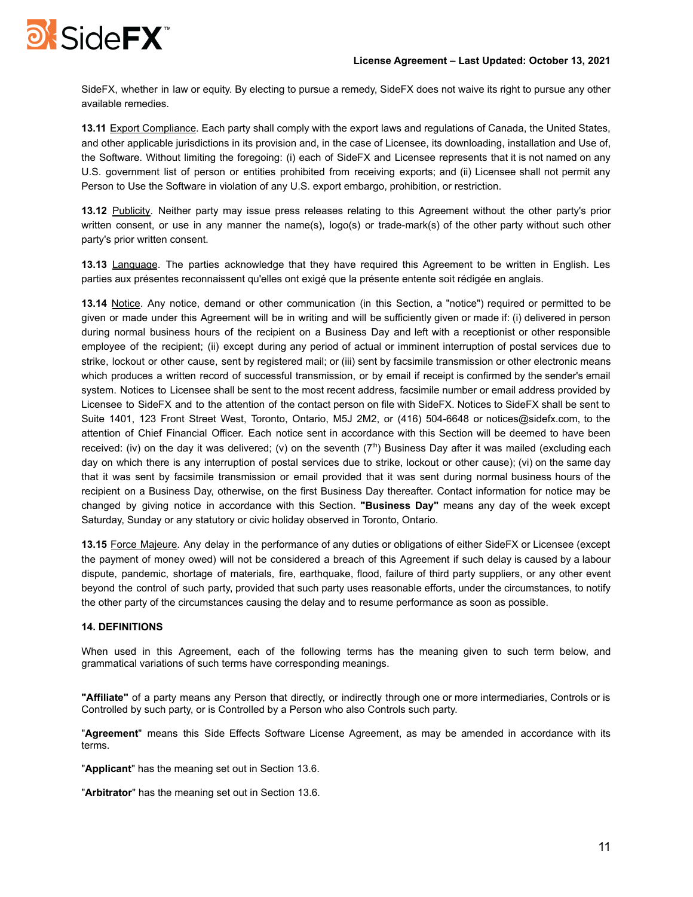SideFX, whether in law or equity. By electing to pursue a remedy, SideFX does not waive its right to pursue any other available remedies.

**13.11** Export Compliance. Each party shall comply with the export laws and regulations of Canada, the United States, and other applicable jurisdictions in its provision and, in the case of Licensee, its downloading, installation and Use of, the Software. Without limiting the foregoing: (i) each of SideFX and Licensee represents that it is not named on any U.S. government list of person or entities prohibited from receiving exports; and (ii) Licensee shall not permit any Person to Use the Software in violation of any U.S. export embargo, prohibition, or restriction.

**13.12** Publicity. Neither party may issue press releases relating to this Agreement without the other party's prior written consent, or use in any manner the name(s), logo(s) or trade-mark(s) of the other party without such other party's prior written consent.

**13.13** Language. The parties acknowledge that they have required this Agreement to be written in English. Les parties aux présentes reconnaissent qu'elles ont exigé que la présente entente soit rédigée en anglais.

**13.14** Notice. Any notice, demand or other communication (in this Section, a "notice") required or permitted to be given or made under this Agreement will be in writing and will be sufficiently given or made if: (i) delivered in person during normal business hours of the recipient on a Business Day and left with a receptionist or other responsible employee of the recipient; (ii) except during any period of actual or imminent interruption of postal services due to strike, lockout or other cause, sent by registered mail; or (iii) sent by facsimile transmission or other electronic means which produces a written record of successful transmission, or by email if receipt is confirmed by the sender's email system. Notices to Licensee shall be sent to the most recent address, facsimile number or email address provided by Licensee to SideFX and to the attention of the contact person on file with SideFX. Notices to SideFX shall be sent to Suite 1401, 123 Front Street West, Toronto, Ontario, M5J 2M2, or (416) 504-6648 or notices@sidefx.com, to the attention of Chief Financial Officer. Each notice sent in accordance with this Section will be deemed to have been received: (iv) on the day it was delivered; (v) on the seventh (7th) Business Day after it was mailed (excluding each day on which there is any interruption of postal services due to strike, lockout or other cause); (vi) on the same day that it was sent by facsimile transmission or email provided that it was sent during normal business hours of the recipient on a Business Day, otherwise, on the first Business Day thereafter. Contact information for notice may be changed by giving notice in accordance with this Section. **"Business Day"** means any day of the week except Saturday, Sunday or any statutory or civic holiday observed in Toronto, Ontario.

**13.15** Force Majeure. Any delay in the performance of any duties or obligations of either SideFX or Licensee (except the payment of money owed) will not be considered a breach of this Agreement if such delay is caused by a labour dispute, pandemic, shortage of materials, fire, earthquake, flood, failure of third party suppliers, or any other event beyond the control of such party, provided that such party uses reasonable efforts, under the circumstances, to notify the other party of the circumstances causing the delay and to resume performance as soon as possible.

**14. DEFINITIONS**

When used in this Agreement, each of the following terms has the meaning given to such term below, and grammatical variations of such terms have corresponding meanings.

**"Affiliate"** of a party means any Person that directly, or indirectly through one or more intermediaries, Controls or is Controlled by such party, or is Controlled by a Person who also Controls such party.

"**Agreement**" means this Side Effects Software License Agreement, as may be amended in accordance with its terms.

"**Applicant**" has the meaning set out in Section 13.6.

"**Arbitrator**" has the meaning set out in Section 13.6.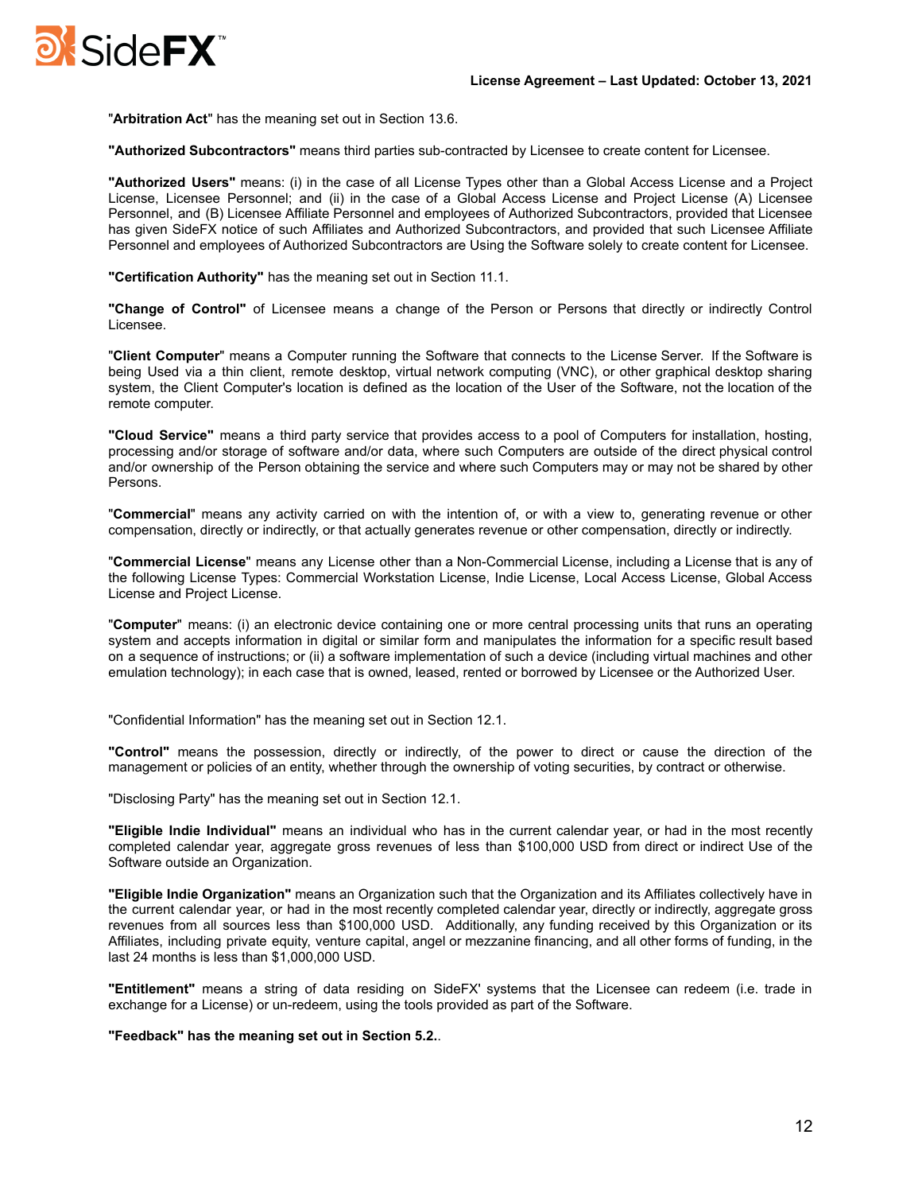"**Arbitration Act**" has the meaning set out in Section 13.6.

**"Authorized Subcontractors"** means third parties sub-contracted by Licensee to create content for Licensee.

**"Authorized Users"** means: (i) in the case of all License Types other than a Global Access License and a Project License, Licensee Personnel; and (ii) in the case of a Global Access License and Project License (A) Licensee Personnel, and (B) Licensee Affiliate Personnel and employees of Authorized Subcontractors, provided that Licensee has given SideFX notice of such Affiliates and Authorized Subcontractors, and provided that such Licensee Affiliate Personnel and employees of Authorized Subcontractors are Using the Software solely to create content for Licensee.

**"Certification Authority"** has the meaning set out in Section 11.1.

**"Change of Control"** of Licensee means a change of the Person or Persons that directly or indirectly Control Licensee.

"**Client Computer**" means a Computer running the Software that connects to the License Server. If the Software is being Used via a thin client, remote desktop, virtual network computing (VNC), or other graphical desktop sharing system, the Client Computer's location is defined as the location of the User of the Software, not the location of the remote computer.

**"Cloud Service"** means a third party service that provides access to a pool of Computers for installation, hosting, processing and/or storage of software and/or data, where such Computers are outside of the direct physical control and/or ownership of the Person obtaining the service and where such Computers may or may not be shared by other Persons.

"**Commercial**" means any activity carried on with the intention of, or with a view to, generating revenue or other compensation, directly or indirectly, or that actually generates revenue or other compensation, directly or indirectly.

"**Commercial License**" means any License other than a Non-Commercial License, including a License that is any of the following License Types: Commercial Workstation License, Indie License, Local Access License, Global Access License and Project License.

"**Computer**" means: (i) an electronic device containing one or more central processing units that runs an operating system and accepts information in digital or similar form and manipulates the information for a specific result based on a sequence of instructions; or (ii) a software implementation of such a device (including virtual machines and other emulation technology); in each case that is owned, leased, rented or borrowed by Licensee or the Authorized User.

"Confidential Information" has the meaning set out in Section 12.1.

**"Control"** means the possession, directly or indirectly, of the power to direct or cause the direction of the management or policies of an entity, whether through the ownership of voting securities, by contract or otherwise.

"Disclosing Party" has the meaning set out in Section 12.1.

**"Eligible Indie Individual"** means an individual who has in the current calendar year, or had in the most recently completed calendar year, aggregate gross revenues of less than $100,000 USD from direct or indirect Use of the Software outside an Organization.

**"Eligible Indie Organization"** means an Organization such that the Organization and its Affiliates collectively have in the current calendar year, or had in the most recently completed calendar year, directly or indirectly, aggregate gross revenues from all sources less than $100,000 USD. Additionally, any funding received by this Organization or its Affiliates, including private equity, venture capital, angel or mezzanine financing, and all other forms of funding, in the last 24 months is less than $1,000,000 USD.

**"Entitlement"** means a string of data residing on SideFX' systems that the Licensee can redeem (i.e. trade in exchange for a License) or un-redeem, using the tools provided as part of the Software.

**"Feedback" has the meaning set out in Section 5.2.**.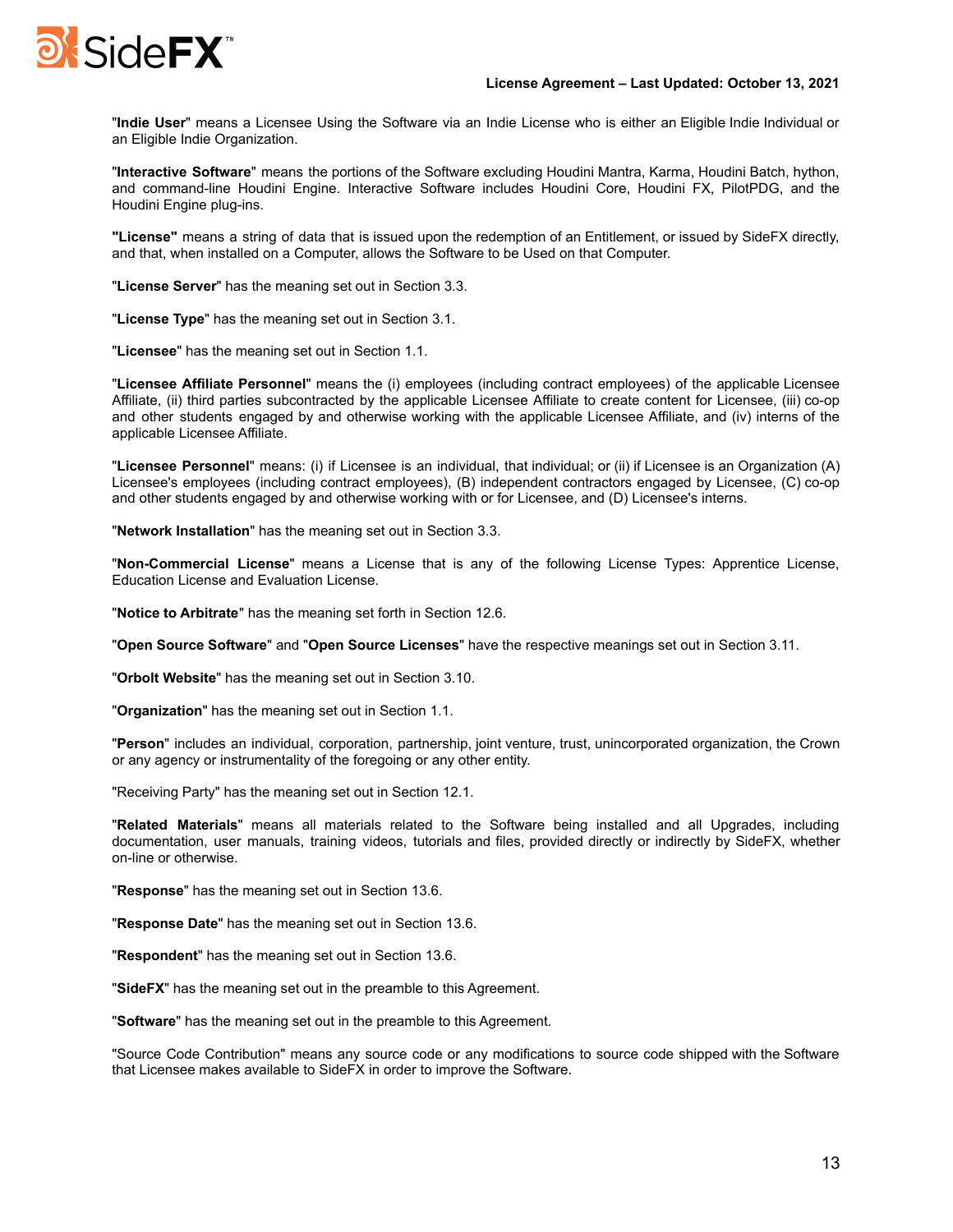"**Indie User**" means a Licensee Using the Software via an Indie License who is either an Eligible Indie Individual or an Eligible Indie Organization.

"**Interactive Software**" means the portions of the Software excluding Houdini Mantra, Karma, Houdini Batch, hython, and command-line Houdini Engine. Interactive Software includes Houdini Core, Houdini FX, PilotPDG, and the Houdini Engine plug-ins.

**"License"** means a string of data that is issued upon the redemption of an Entitlement, or issued by SideFX directly, and that, when installed on a Computer, allows the Software to be Used on that Computer.

"**License Server**" has the meaning set out in Section 3.3.

"**License Type**" has the meaning set out in Section 3.1.

"**Licensee**" has the meaning set out in Section 1.1.

"**Licensee Affiliate Personnel**" means the (i) employees (including contract employees) of the applicable Licensee Affiliate, (ii) third parties subcontracted by the applicable Licensee Affiliate to create content for Licensee, (iii) co-op and other students engaged by and otherwise working with the applicable Licensee Affiliate, and (iv) interns of the applicable Licensee Affiliate.

"**Licensee Personnel**" means: (i) if Licensee is an individual, that individual; or (ii) if Licensee is an Organization (A) Licensee's employees (including contract employees), (B) independent contractors engaged by Licensee, (C) co-op and other students engaged by and otherwise working with or for Licensee, and (D) Licensee's interns.

"**Network Installation**" has the meaning set out in Section 3.3.

"**Non-Commercial License**" means a License that is any of the following License Types: Apprentice License, Education License and Evaluation License.

"**Notice to Arbitrate**" has the meaning set forth in Section 12.6.

"**Open Source Software**" and "**Open Source Licenses**" have the respective meanings set out in Section 3.11.

"**Orbolt Website**" has the meaning set out in Section 3.10.

"**Organization**" has the meaning set out in Section 1.1.

"**Person**" includes an individual, corporation, partnership, joint venture, trust, unincorporated organization, the Crown or any agency or instrumentality of the foregoing or any other entity.

"Receiving Party" has the meaning set out in Section 12.1.

"**Related Materials**" means all materials related to the Software being installed and all Upgrades, including documentation, user manuals, training videos, tutorials and files, provided directly or indirectly by SideFX, whether on-line or otherwise.

"**Response**" has the meaning set out in Section 13.6.

"**Response Date**" has the meaning set out in Section 13.6.

"**Respondent**" has the meaning set out in Section 13.6.

"**SideFX**" has the meaning set out in the preamble to this Agreement.

"**Software**" has the meaning set out in the preamble to this Agreement.

"Source Code Contribution" means any source code or any modifications to source code shipped with the Software that Licensee makes available to SideFX in order to improve the Software.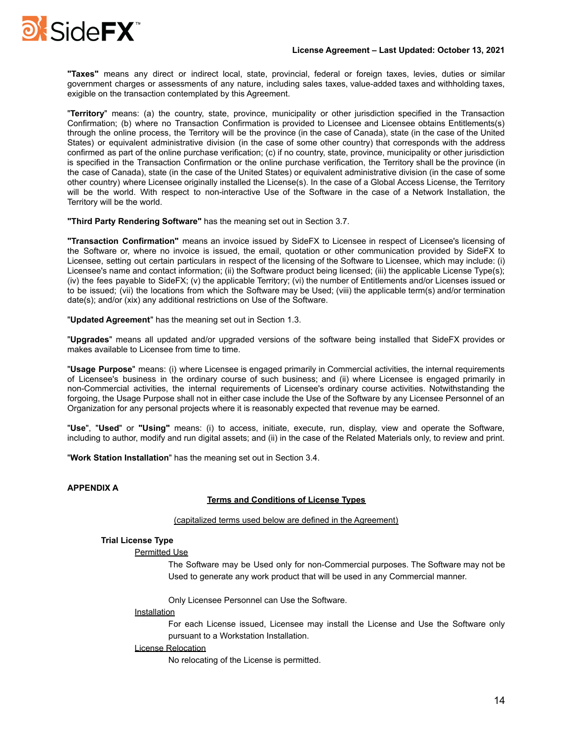**"Taxes"** means any direct or indirect local, state, provincial, federal or foreign taxes, levies, duties or similar government charges or assessments of any nature, including sales taxes, value-added taxes and withholding taxes, exigible on the transaction contemplated by this Agreement.

"**Territory**" means: (a) the country, state, province, municipality or other jurisdiction specified in the Transaction Confirmation; (b) where no Transaction Confirmation is provided to Licensee and Licensee obtains Entitlements(s) through the online process, the Territory will be the province (in the case of Canada), state (in the case of the United States) or equivalent administrative division (in the case of some other country) that corresponds with the address confirmed as part of the online purchase verification; (c) if no country, state, province, municipality or other jurisdiction is specified in the Transaction Confirmation or the online purchase verification, the Territory shall be the province (in the case of Canada), state (in the case of the United States) or equivalent administrative division (in the case of some other country) where Licensee originally installed the License(s). In the case of a Global Access License, the Territory will be the world. With respect to non-interactive Use of the Software in the case of a Network Installation, the Territory will be the world.

**"Third Party Rendering Software"** has the meaning set out in Section 3.7.

**"Transaction Confirmation"** means an invoice issued by SideFX to Licensee in respect of Licensee's licensing of the Software or, where no invoice is issued, the email, quotation or other communication provided by SideFX to Licensee, setting out certain particulars in respect of the licensing of the Software to Licensee, which may include: (i) Licensee's name and contact information; (ii) the Software product being licensed; (iii) the applicable License Type(s); (iv) the fees payable to SideFX; (v) the applicable Territory; (vi) the number of Entitlements and/or Licenses issued or to be issued; (vii) the locations from which the Software may be Used; (viii) the applicable term(s) and/or termination date(s); and/or (xix) any additional restrictions on Use of the Software.

"**Updated Agreement**" has the meaning set out in Section 1.3.

"**Upgrades**" means all updated and/or upgraded versions of the software being installed that SideFX provides or makes available to Licensee from time to time.

"**Usage Purpose**" means: (i) where Licensee is engaged primarily in Commercial activities, the internal requirements of Licensee's business in the ordinary course of such business; and (ii) where Licensee is engaged primarily in non-Commercial activities, the internal requirements of Licensee's ordinary course activities. Notwithstanding the forgoing, the Usage Purpose shall not in either case include the Use of the Software by any Licensee Personnel of an Organization for any personal projects where it is reasonably expected that revenue may be earned.

"**Use**", "**Used**" or **"Using"** means: (i) to access, initiate, execute, run, display, view and operate the Software, including to author, modify and run digital assets; and (ii) in the case of the Related Materials only, to review and print.

"**Work Station Installation**" has the meaning set out in Section 3.4.

## APPENDIX A

### Terms and Conditions of License Types

(capitalized terms used below are defined in the Agreement)

#### Trial License Type

Permitted Use

The Software may be Used only for non-Commercial purposes. The Software may not be Used to generate any work product that will be used in any Commercial manner.

Only Licensee Personnel can Use the Software.

Installation

For each License issued, Licensee may install the License and Use the Software only pursuant to a Workstation Installation.

License Relocation

No relocating of the License is permitted.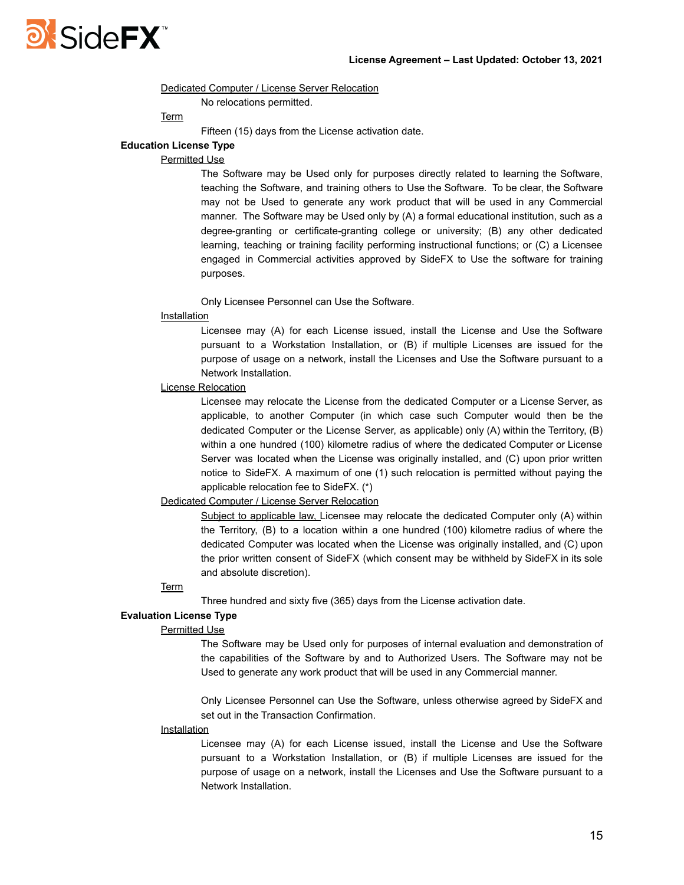Dedicated Computer / License Server Relocation

No relocations permitted.

Term

Fifteen (15) days from the License activation date.

**Education License Type**

Permitted Use

The Software may be Used only for purposes directly related to learning the Software, teaching the Software, and training others to Use the Software. To be clear, the Software may not be Used to generate any work product that will be used in any Commercial manner. The Software may be Used only by (A) a formal educational institution, such as a degree-granting or certificate-granting college or university; (B) any other dedicated learning, teaching or training facility performing instructional functions; or (C) a Licensee engaged in Commercial activities approved by SideFX to Use the software for training purposes.

Only Licensee Personnel can Use the Software.

Installation

Licensee may (A) for each License issued, install the License and Use the Software pursuant to a Workstation Installation, or (B) if multiple Licenses are issued for the purpose of usage on a network, install the Licenses and Use the Software pursuant to a Network Installation.

License Relocation

Licensee may relocate the License from the dedicated Computer or a License Server, as applicable, to another Computer (in which case such Computer would then be the dedicated Computer or the License Server, as applicable) only (A) within the Territory, (B) within a one hundred (100) kilometre radius of where the dedicated Computer or License Server was located when the License was originally installed, and (C) upon prior written notice to SideFX. A maximum of one (1) such relocation is permitted without paying the applicable relocation fee to SideFX. (*)

Dedicated Computer / License Server Relocation

Subject to applicable law, Licensee may relocate the dedicated Computer only (A) within the Territory, (B) to a location within a one hundred (100) kilometre radius of where the dedicated Computer was located when the License was originally installed, and (C) upon the prior written consent of SideFX (which consent may be withheld by SideFX in its sole and absolute discretion).

Term

Three hundred and sixty five (365) days from the License activation date.

**Evaluation License Type**

Permitted Use

The Software may be Used only for purposes of internal evaluation and demonstration of the capabilities of the Software by and to Authorized Users. The Software may not be Used to generate any work product that will be used in any Commercial manner.

Only Licensee Personnel can Use the Software, unless otherwise agreed by SideFX and set out in the Transaction Confirmation.

Installation

Licensee may (A) for each License issued, install the License and Use the Software pursuant to a Workstation Installation, or (B) if multiple Licenses are issued for the purpose of usage on a network, install the Licenses and Use the Software pursuant to a Network Installation.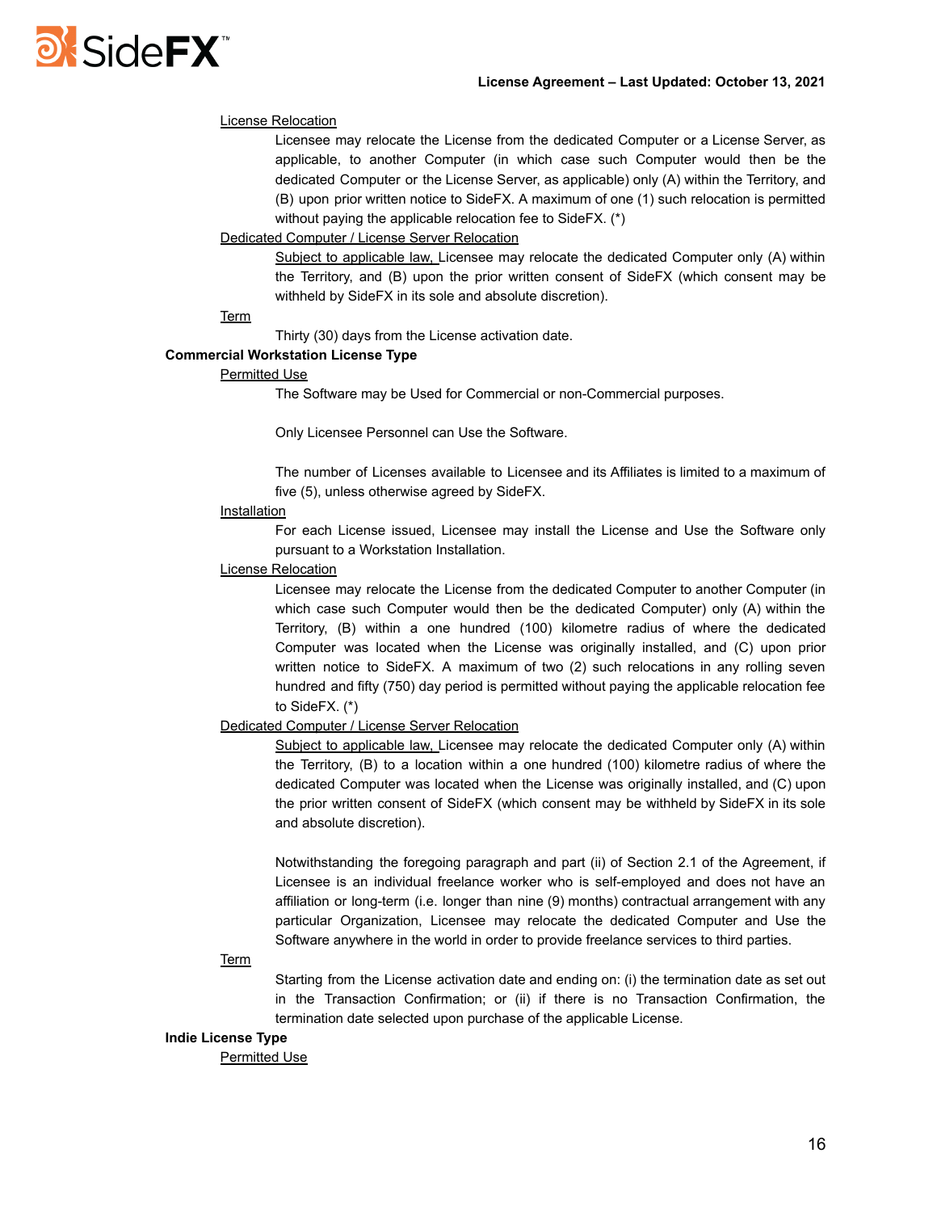License Relocation

Licensee may relocate the License from the dedicated Computer or a License Server, as applicable, to another Computer (in which case such Computer would then be the dedicated Computer or the License Server, as applicable) only (A) within the Territory, and (B) upon prior written notice to SideFX. A maximum of one (1) such relocation is permitted without paying the applicable relocation fee to SideFX. (*)

Dedicated Computer / License Server Relocation

Subject to applicable law, Licensee may relocate the dedicated Computer only (A) within the Territory, and (B) upon the prior written consent of SideFX (which consent may be withheld by SideFX in its sole and absolute discretion).

Term

Thirty (30) days from the License activation date.

**Commercial Workstation License Type**

Permitted Use

The Software may be Used for Commercial or non-Commercial purposes.

Only Licensee Personnel can Use the Software.

The number of Licenses available to Licensee and its Affiliates is limited to a maximum of five (5), unless otherwise agreed by SideFX.

Installation

For each License issued, Licensee may install the License and Use the Software only pursuant to a Workstation Installation.

License Relocation

Licensee may relocate the License from the dedicated Computer to another Computer (in which case such Computer would then be the dedicated Computer) only (A) within the Territory, (B) within a one hundred (100) kilometre radius of where the dedicated Computer was located when the License was originally installed, and (C) upon prior written notice to SideFX. A maximum of two (2) such relocations in any rolling seven hundred and fifty (750) day period is permitted without paying the applicable relocation fee to SideFX. (*)

Dedicated Computer / License Server Relocation

Subject to applicable law, Licensee may relocate the dedicated Computer only (A) within the Territory, (B) to a location within a one hundred (100) kilometre radius of where the dedicated Computer was located when the License was originally installed, and (C) upon the prior written consent of SideFX (which consent may be withheld by SideFX in its sole and absolute discretion).

Notwithstanding the foregoing paragraph and part (ii) of Section 2.1 of the Agreement, if Licensee is an individual freelance worker who is self-employed and does not have an affiliation or long-term (i.e. longer than nine (9) months) contractual arrangement with any particular Organization, Licensee may relocate the dedicated Computer and Use the Software anywhere in the world in order to provide freelance services to third parties.

Term

Starting from the License activation date and ending on: (i) the termination date as set out in the Transaction Confirmation; or (ii) if there is no Transaction Confirmation, the termination date selected upon purchase of the applicable License.

**Indie License Type**

Permitted Use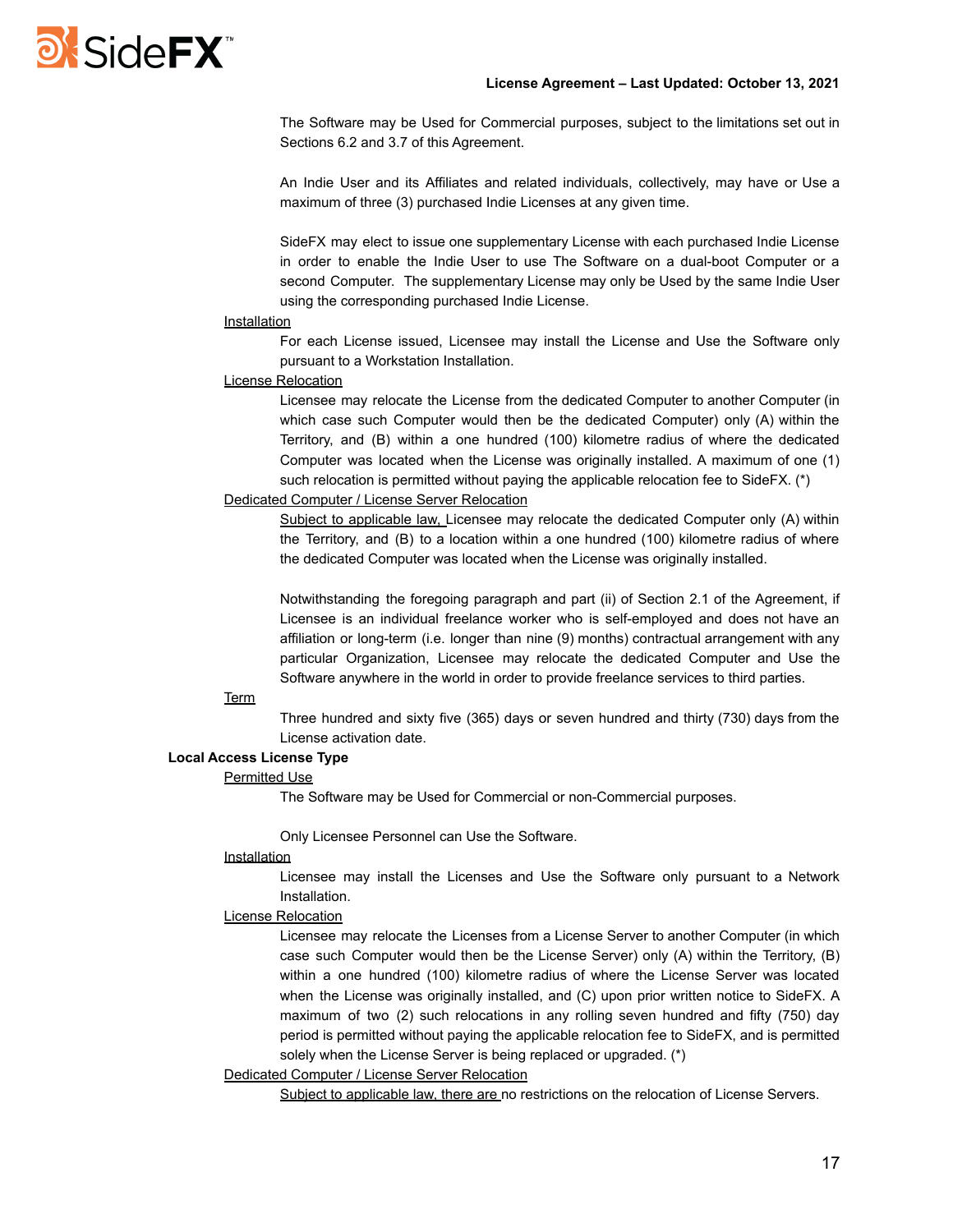The Software may be Used for Commercial purposes, subject to the limitations set out in Sections 6.2 and 3.7 of this Agreement.

An Indie User and its Affiliates and related individuals, collectively, may have or Use a maximum of three (3) purchased Indie Licenses at any given time.

SideFX may elect to issue one supplementary License with each purchased Indie License in order to enable the Indie User to use The Software on a dual-boot Computer or a second Computer. The supplementary License may only be Used by the same Indie User using the corresponding purchased Indie License.

<u>Installation</u>

For each License issued, Licensee may install the License and Use the Software only pursuant to a Workstation Installation.

<u>License Relocation</u>

Licensee may relocate the License from the dedicated Computer to another Computer (in which case such Computer would then be the dedicated Computer) only (A) within the Territory, and (B) within a one hundred (100) kilometre radius of where the dedicated Computer was located when the License was originally installed. A maximum of one (1) such relocation is permitted without paying the applicable relocation fee to SideFX. (*)

<u>Dedicated Computer / License Server Relocation</u>

<u>Subject to applicable law,</u> Licensee may relocate the dedicated Computer only (A) within the Territory, and (B) to a location within a one hundred (100) kilometre radius of where the dedicated Computer was located when the License was originally installed.

Notwithstanding the foregoing paragraph and part (ii) of Section 2.1 of the Agreement, if Licensee is an individual freelance worker who is self-employed and does not have an affiliation or long-term (i.e. longer than nine (9) months) contractual arrangement with any particular Organization, Licensee may relocate the dedicated Computer and Use the Software anywhere in the world in order to provide freelance services to third parties.

<u>Term</u>

Three hundred and sixty five (365) days or seven hundred and thirty (730) days from the License activation date.

**Local Access License Type**

<u>Permitted Use</u>

The Software may be Used for Commercial or non-Commercial purposes.

Only Licensee Personnel can Use the Software.

<u>Installation</u>

Licensee may install the Licenses and Use the Software only pursuant to a Network Installation.

<u>License Relocation</u>

Licensee may relocate the Licenses from a License Server to another Computer (in which case such Computer would then be the License Server) only (A) within the Territory, (B) within a one hundred (100) kilometre radius of where the License Server was located when the License was originally installed, and (C) upon prior written notice to SideFX. A maximum of two (2) such relocations in any rolling seven hundred and fifty (750) day period is permitted without paying the applicable relocation fee to SideFX, and is permitted solely when the License Server is being replaced or upgraded. (*)

<u>Dedicated Computer / License Server Relocation</u>

<u>Subject to applicable law, there are</u> no restrictions on the relocation of License Servers.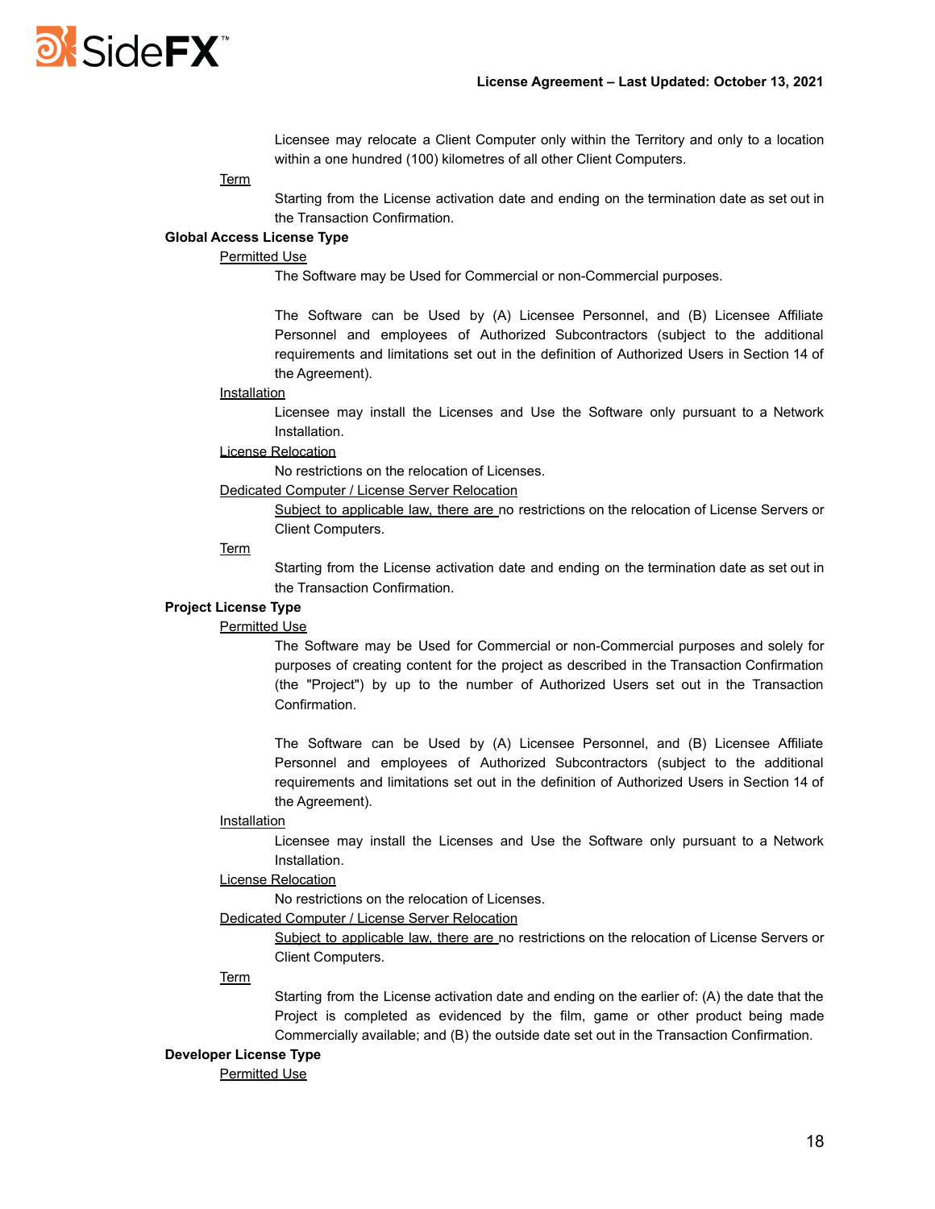Licensee may relocate a Client Computer only within the Territory and only to a location within a one hundred (100) kilometres of all other Client Computers.

Term

Starting from the License activation date and ending on the termination date as set out in the Transaction Confirmation.

**Global Access License Type**

Permitted Use

The Software may be Used for Commercial or non-Commercial purposes.

The Software can be Used by (A) Licensee Personnel, and (B) Licensee Affiliate Personnel and employees of Authorized Subcontractors (subject to the additional requirements and limitations set out in the definition of Authorized Users in Section 14 of the Agreement).

Installation

Licensee may install the Licenses and Use the Software only pursuant to a Network Installation.

License Relocation

No restrictions on the relocation of Licenses.

Dedicated Computer / License Server Relocation

Subject to applicable law, there are no restrictions on the relocation of License Servers or Client Computers.

Term

Starting from the License activation date and ending on the termination date as set out in the Transaction Confirmation.

**Project License Type**

Permitted Use

The Software may be Used for Commercial or non-Commercial purposes and solely for purposes of creating content for the project as described in the Transaction Confirmation (the "Project") by up to the number of Authorized Users set out in the Transaction Confirmation.

The Software can be Used by (A) Licensee Personnel, and (B) Licensee Affiliate Personnel and employees of Authorized Subcontractors (subject to the additional requirements and limitations set out in the definition of Authorized Users in Section 14 of the Agreement).

Installation

Licensee may install the Licenses and Use the Software only pursuant to a Network Installation.

License Relocation

No restrictions on the relocation of Licenses.

Dedicated Computer / License Server Relocation

Subject to applicable law, there are no restrictions on the relocation of License Servers or Client Computers.

Term

Starting from the License activation date and ending on the earlier of: (A) the date that the Project is completed as evidenced by the film, game or other product being made Commercially available; and (B) the outside date set out in the Transaction Confirmation.

**Developer License Type**

Permitted Use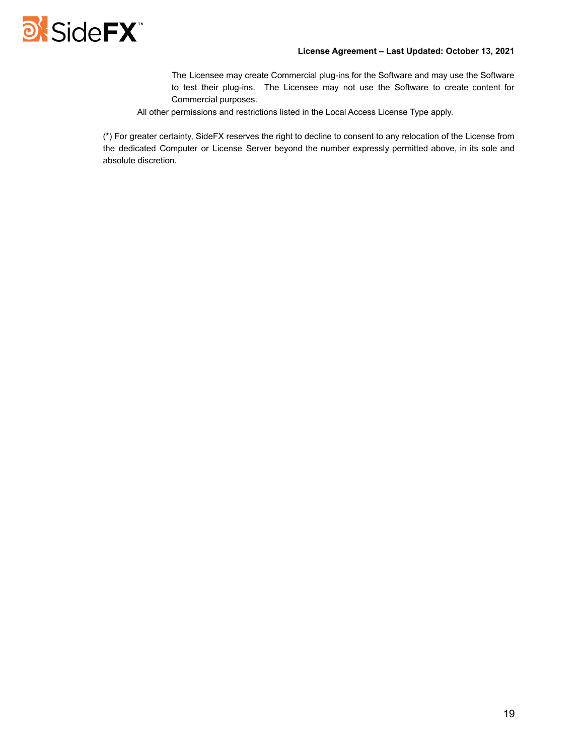The Licensee may create Commercial plug-ins for the Software and may use the Software to test their plug-ins. The Licensee may not use the Software to create content for Commercial purposes.

All other permissions and restrictions listed in the Local Access License Type apply.

(*) For greater certainty, SideFX reserves the right to decline to consent to any relocation of the License from the dedicated Computer or License Server beyond the number expressly permitted above, in its sole and absolute discretion.